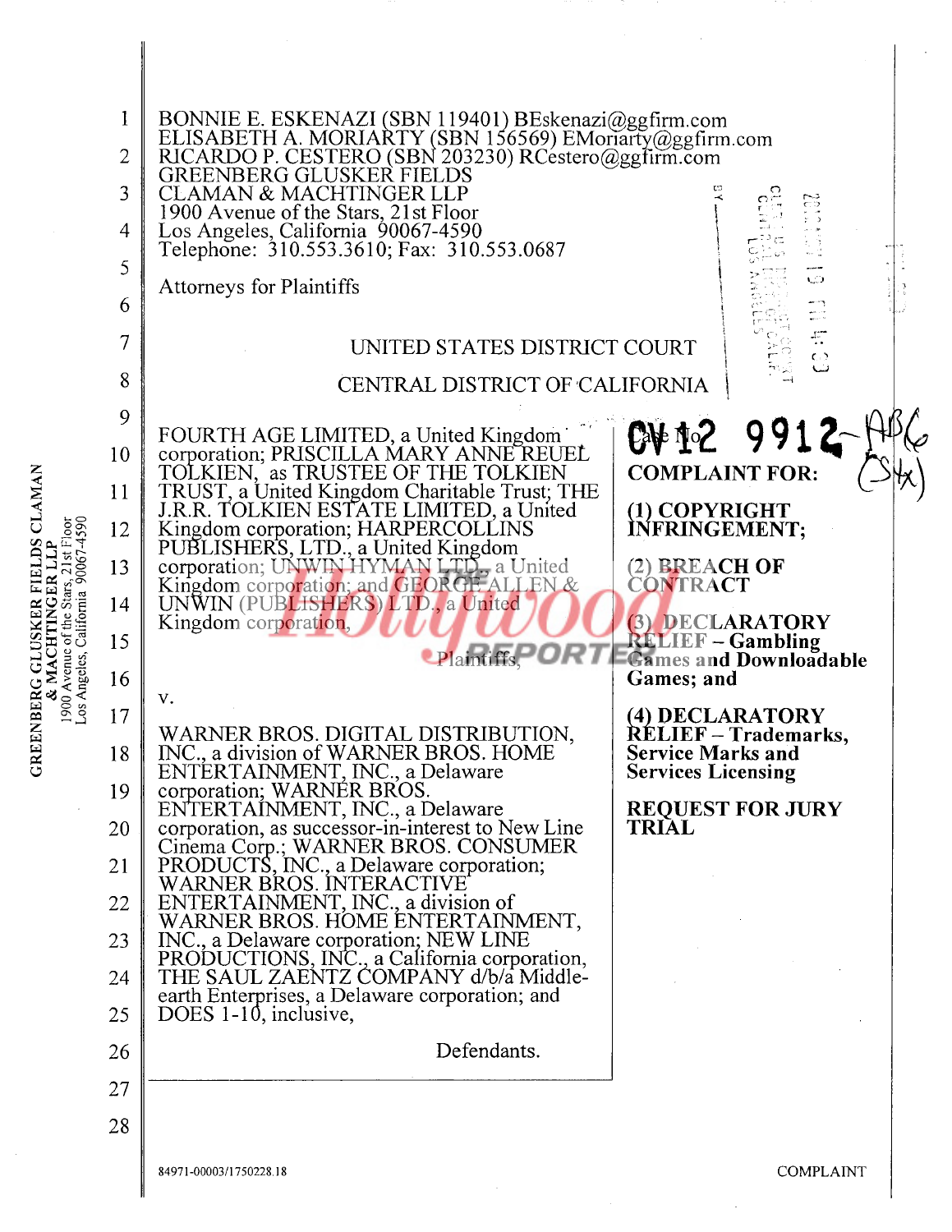BONNIE E. ESKENAZI (SBN 119401) BEskenazi@ggfirm.com
ELISABETH A. MORIARTY (SBN 156569) EMoriarty@ggfirm.com
RICARDO P. CESTERO (SBN 203230) RCestero@ggfirm.com
GREENBERG GLUSKER FIELDS
CLAMAN & MACHTINGER LLP
1900 Avenue of the Stars, 21st Floor
Los Angeles, California 90067-4590
Telephone: 310.553.3610; Fax: 310.553.0687

Attorneys for Plaintiffs

UNITED STATES DISTRICT COURT

CENTRAL DISTRICT OF CALIFORNIA

FOURTH AGE LIMITED, a United Kingdom corporation; PRISCILLA MARY ANNE REUEL TOLKIEN, as TRUSTEE OF THE TOLKIEN TRUST, a United Kingdom Charitable Trust; THE J.R.R. TOLKIEN ESTATE LIMITED, a United Kingdom corporation; HARPERCOLLINS PUBLISHERS, LTD., a United Kingdom corporation; UNWIN HYMAN LTD., a United Kingdom corporation; and GEORGE ALLEN & UNWIN (PUBLISHERS) LTD., a United Kingdom corporation,

Plaintiffs,

v.

WARNER BROS. DIGITAL DISTRIBUTION, INC., a division of WARNER BROS. HOME ENTERTAINMENT, INC., a Delaware corporation; WARNER BROS. ENTERTAINMENT, INC., a Delaware corporation, as successor-in-interest to New Line Cinema Corp.; WARNER BROS. CONSUMER PRODUCTS, INC., a Delaware corporation; WARNER BROS. INTERACTIVE ENTERTAINMENT, INC., a division of WARNER BROS. HOME ENTERTAINMENT, INC., a Delaware corporation; NEW LINE PRODUCTIONS, INC., a California corporation, THE SAUL ZAENTZ COMPANY d/b/a Middle-earth Enterprises, a Delaware corporation; and DOES 1-10, inclusive,

Defendants.

Case No. CV 12 9912-ABC (SHx)

**COMPLAINT FOR:**

**(1) COPYRIGHT INFRINGEMENT;**

**(2) BREACH OF CONTRACT**

**(3) DECLARATORY RELIEF – Gambling Games and Downloadable Games; and**

**(4) DECLARATORY RELIEF – Trademarks, Service Marks and Services Licensing**

**REQUEST FOR JURY TRIAL**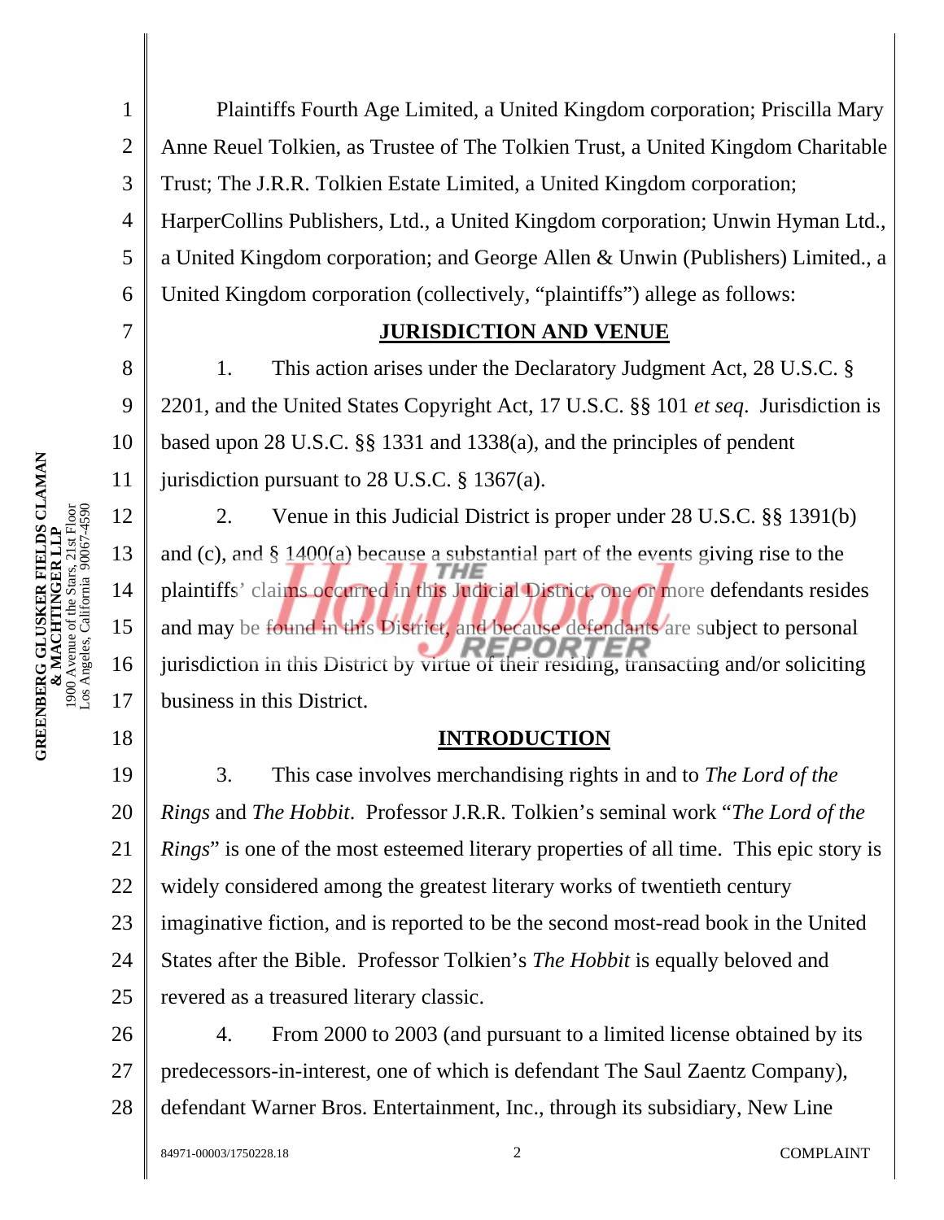Plaintiffs Fourth Age Limited, a United Kingdom corporation; Priscilla Mary Anne Reuel Tolkien, as Trustee of The Tolkien Trust, a United Kingdom Charitable Trust; The J.R.R. Tolkien Estate Limited, a United Kingdom corporation; HarperCollins Publishers, Ltd., a United Kingdom corporation; Unwin Hyman Ltd., a United Kingdom corporation; and George Allen & Unwin (Publishers) Limited., a United Kingdom corporation (collectively, "plaintiffs") allege as follows:

## JURISDICTION AND VENUE

1. This action arises under the Declaratory Judgment Act, 28 U.S.C. § 2201, and the United States Copyright Act, 17 U.S.C. §§ 101 *et seq*. Jurisdiction is based upon 28 U.S.C. §§ 1331 and 1338(a), and the principles of pendent jurisdiction pursuant to 28 U.S.C. § 1367(a).

2. Venue in this Judicial District is proper under 28 U.S.C. §§ 1391(b) and (c), and § 1400(a) because a substantial part of the events giving rise to the plaintiffs' claims occurred in this Judicial District, one or more defendants resides and may be found in this District, and because defendants are subject to personal jurisdiction in this District by virtue of their residing, transacting and/or soliciting business in this District.

## INTRODUCTION

3. This case involves merchandising rights in and to *The Lord of the Rings* and *The Hobbit*. Professor J.R.R. Tolkien's seminal work "*The Lord of the Rings*" is one of the most esteemed literary properties of all time. This epic story is widely considered among the greatest literary works of twentieth century imaginative fiction, and is reported to be the second most-read book in the United States after the Bible. Professor Tolkien's *The Hobbit* is equally beloved and revered as a treasured literary classic.

4. From 2000 to 2003 (and pursuant to a limited license obtained by its predecessors-in-interest, one of which is defendant The Saul Zaentz Company), defendant Warner Bros. Entertainment, Inc., through its subsidiary, New Line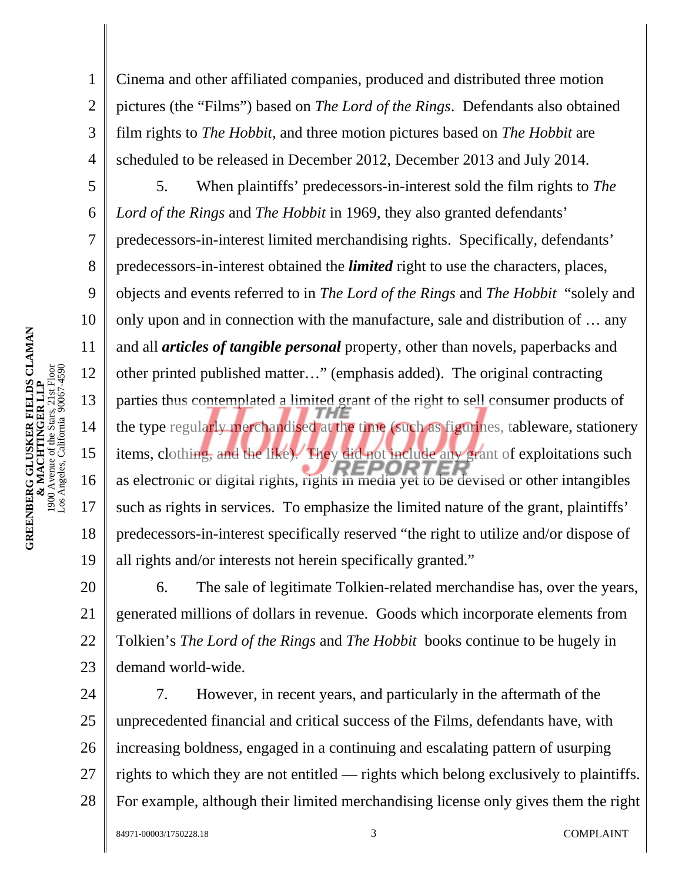Cinema and other affiliated companies, produced and distributed three motion pictures (the "Films") based on *The Lord of the Rings*. Defendants also obtained film rights to *The Hobbit*, and three motion pictures based on *The Hobbit* are scheduled to be released in December 2012, December 2013 and July 2014.

5. When plaintiffs' predecessors-in-interest sold the film rights to *The Lord of the Rings* and *The Hobbit* in 1969, they also granted defendants' predecessors-in-interest limited merchandising rights. Specifically, defendants' predecessors-in-interest obtained the ***limited*** right to use the characters, places, objects and events referred to in *The Lord of the Rings* and *The Hobbit* "solely and only upon and in connection with the manufacture, sale and distribution of … any and all ***articles of tangible personal*** property, other than novels, paperbacks and other printed published matter…" (emphasis added). The original contracting parties thus contemplated a limited grant of the right to sell consumer products of the type regularly merchandised at the time (such as figurines, tableware, stationery items, clothing, and the like). They did not include any grant of exploitations such as electronic or digital rights, rights in media yet to be devised or other intangibles such as rights in services. To emphasize the limited nature of the grant, plaintiffs' predecessors-in-interest specifically reserved "the right to utilize and/or dispose of all rights and/or interests not herein specifically granted."

6. The sale of legitimate Tolkien-related merchandise has, over the years, generated millions of dollars in revenue. Goods which incorporate elements from Tolkien's *The Lord of the Rings* and *The Hobbit* books continue to be hugely in demand world-wide.

7. However, in recent years, and particularly in the aftermath of the unprecedented financial and critical success of the Films, defendants have, with increasing boldness, engaged in a continuing and escalating pattern of usurping rights to which they are not entitled — rights which belong exclusively to plaintiffs. For example, although their limited merchandising license only gives them the right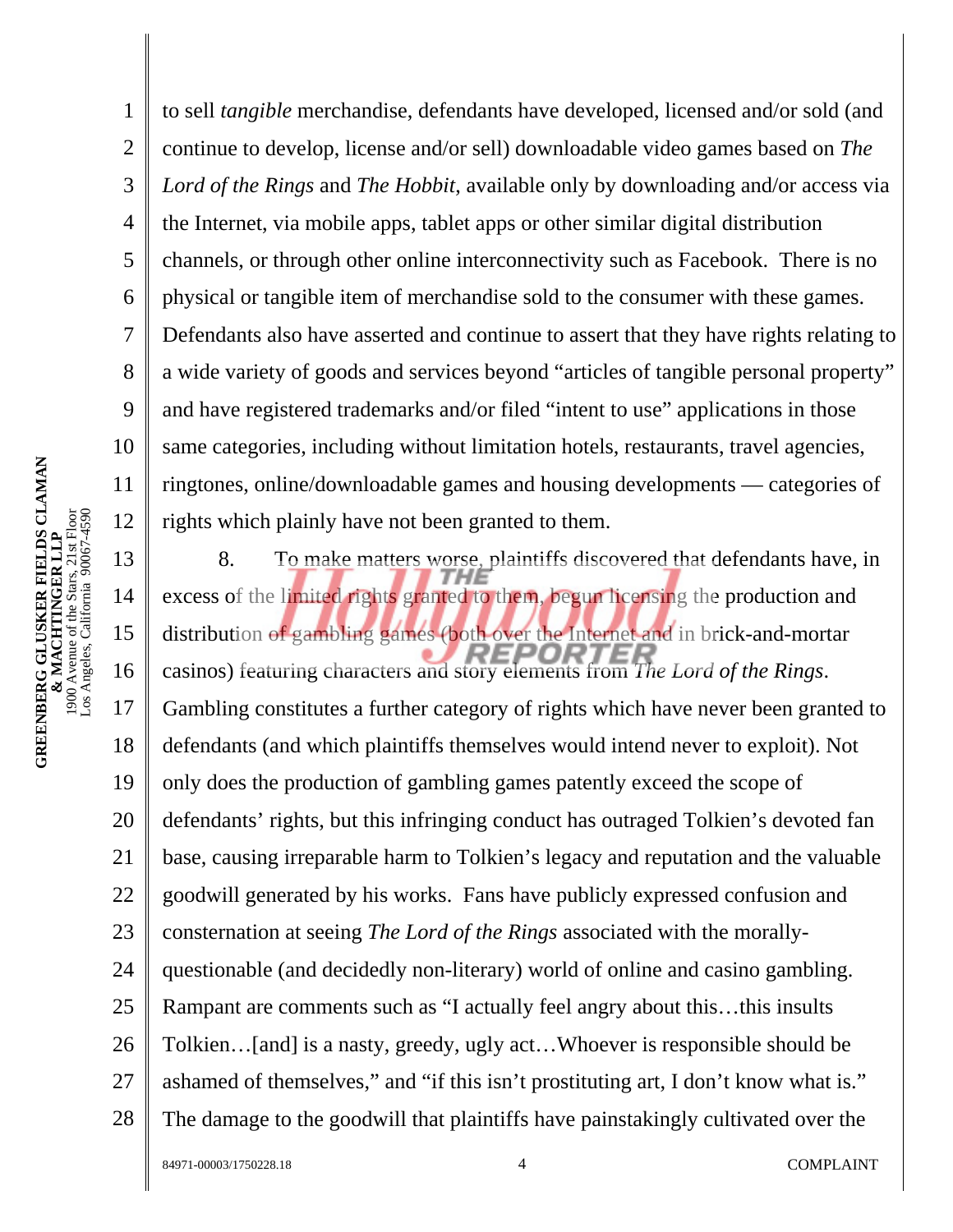to sell *tangible* merchandise, defendants have developed, licensed and/or sold (and continue to develop, license and/or sell) downloadable video games based on *The Lord of the Rings* and *The Hobbit*, available only by downloading and/or access via the Internet, via mobile apps, tablet apps or other similar digital distribution channels, or through other online interconnectivity such as Facebook. There is no physical or tangible item of merchandise sold to the consumer with these games. Defendants also have asserted and continue to assert that they have rights relating to a wide variety of goods and services beyond "articles of tangible personal property" and have registered trademarks and/or filed "intent to use" applications in those same categories, including without limitation hotels, restaurants, travel agencies, ringtones, online/downloadable games and housing developments — categories of rights which plainly have not been granted to them.

8. To make matters worse, plaintiffs discovered that defendants have, in excess of the limited rights granted to them, begun licensing the production and distribution of gambling games (both over the Internet and in brick-and-mortar casinos) featuring characters and story elements from *The Lord of the Rings*. Gambling constitutes a further category of rights which have never been granted to defendants (and which plaintiffs themselves would intend never to exploit). Not only does the production of gambling games patently exceed the scope of defendants' rights, but this infringing conduct has outraged Tolkien's devoted fan base, causing irreparable harm to Tolkien's legacy and reputation and the valuable goodwill generated by his works. Fans have publicly expressed confusion and consternation at seeing *The Lord of the Rings* associated with the morally-questionable (and decidedly non-literary) world of online and casino gambling. Rampant are comments such as "I actually feel angry about this…this insults Tolkien…[and] is a nasty, greedy, ugly act…Whoever is responsible should be ashamed of themselves," and "if this isn't prostituting art, I don't know what is." The damage to the goodwill that plaintiffs have painstakingly cultivated over the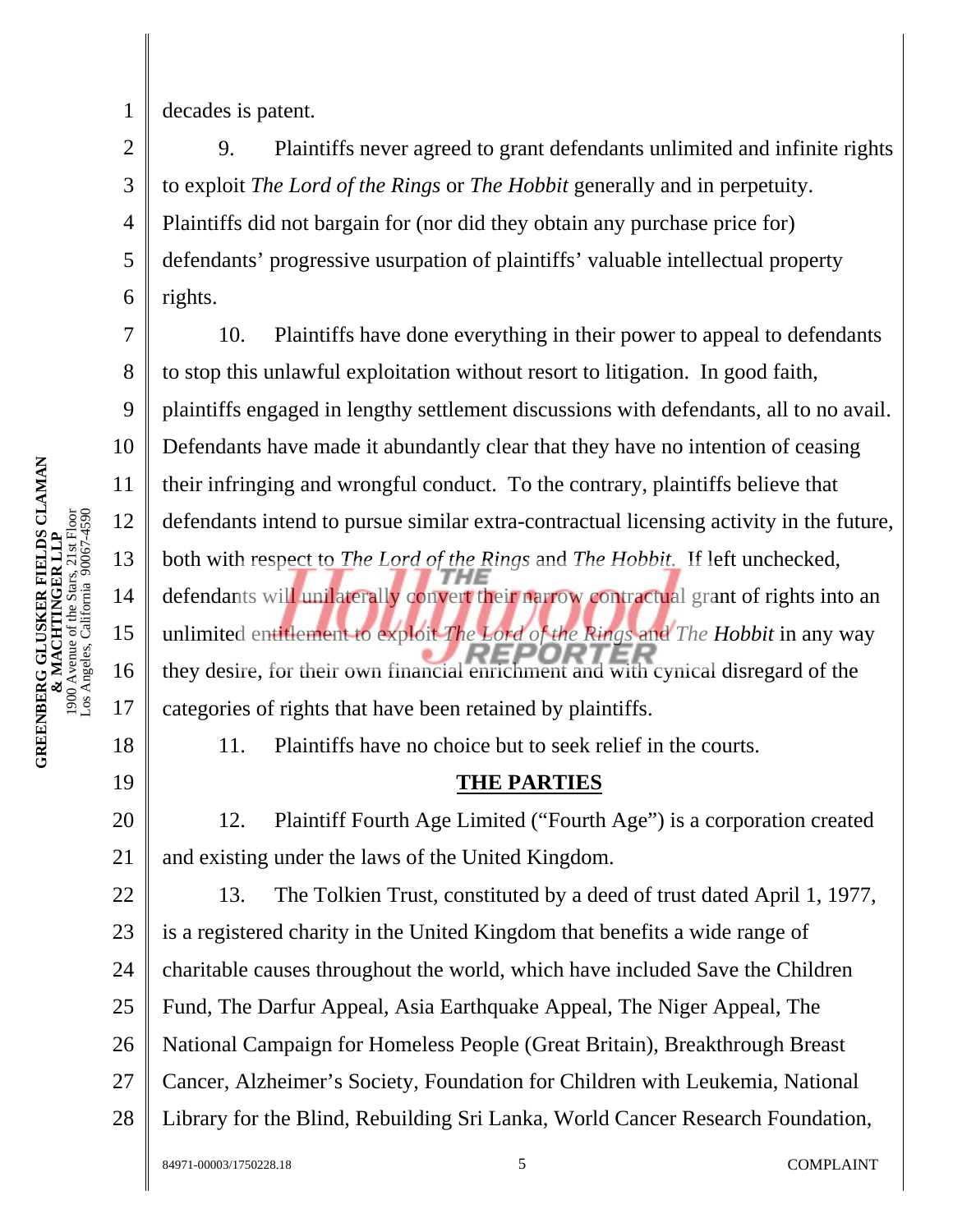decades is patent.

9. Plaintiffs never agreed to grant defendants unlimited and infinite rights to exploit *The Lord of the Rings* or *The Hobbit* generally and in perpetuity. Plaintiffs did not bargain for (nor did they obtain any purchase price for) defendants' progressive usurpation of plaintiffs' valuable intellectual property rights.

10. Plaintiffs have done everything in their power to appeal to defendants to stop this unlawful exploitation without resort to litigation. In good faith, plaintiffs engaged in lengthy settlement discussions with defendants, all to no avail. Defendants have made it abundantly clear that they have no intention of ceasing their infringing and wrongful conduct. To the contrary, plaintiffs believe that defendants intend to pursue similar extra-contractual licensing activity in the future, both with respect to *The Lord of the Rings* and *The Hobbit*. If left unchecked, defendants will unilaterally convert their narrow contractual grant of rights into an unlimited entitlement to exploit *The Lord of the Rings* and *The Hobbit* in any way they desire, for their own financial enrichment and with cynical disregard of the categories of rights that have been retained by plaintiffs.

11. Plaintiffs have no choice but to seek relief in the courts.

## THE PARTIES

12. Plaintiff Fourth Age Limited ("Fourth Age") is a corporation created and existing under the laws of the United Kingdom.

13. The Tolkien Trust, constituted by a deed of trust dated April 1, 1977, is a registered charity in the United Kingdom that benefits a wide range of charitable causes throughout the world, which have included Save the Children Fund, The Darfur Appeal, Asia Earthquake Appeal, The Niger Appeal, The National Campaign for Homeless People (Great Britain), Breakthrough Breast Cancer, Alzheimer's Society, Foundation for Children with Leukemia, National Library for the Blind, Rebuilding Sri Lanka, World Cancer Research Foundation,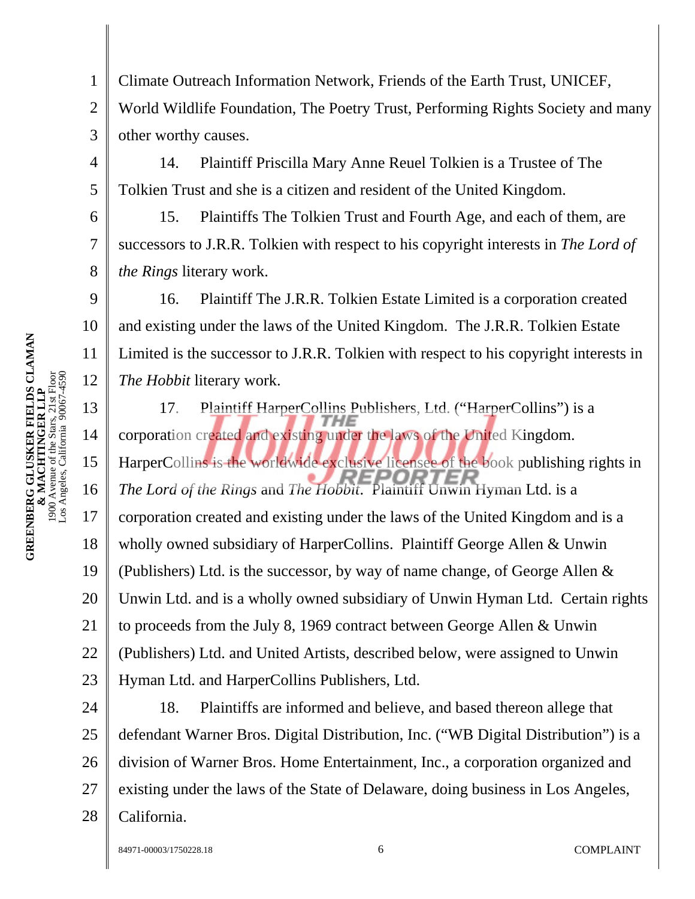Climate Outreach Information Network, Friends of the Earth Trust, UNICEF, World Wildlife Foundation, The Poetry Trust, Performing Rights Society and many other worthy causes.

14. Plaintiff Priscilla Mary Anne Reuel Tolkien is a Trustee of The Tolkien Trust and she is a citizen and resident of the United Kingdom.

15. Plaintiffs The Tolkien Trust and Fourth Age, and each of them, are successors to J.R.R. Tolkien with respect to his copyright interests in *The Lord of the Rings* literary work.

16. Plaintiff The J.R.R. Tolkien Estate Limited is a corporation created and existing under the laws of the United Kingdom. The J.R.R. Tolkien Estate Limited is the successor to J.R.R. Tolkien with respect to his copyright interests in *The Hobbit* literary work.

17. Plaintiff HarperCollins Publishers, Ltd. ("HarperCollins") is a corporation created and existing under the laws of the United Kingdom. HarperCollins is the worldwide exclusive licensee of the book publishing rights in *The Lord of the Rings* and *The Hobbit*. Plaintiff Unwin Hyman Ltd. is a corporation created and existing under the laws of the United Kingdom and is a wholly owned subsidiary of HarperCollins. Plaintiff George Allen & Unwin (Publishers) Ltd. is the successor, by way of name change, of George Allen & Unwin Ltd. and is a wholly owned subsidiary of Unwin Hyman Ltd. Certain rights to proceeds from the July 8, 1969 contract between George Allen & Unwin (Publishers) Ltd. and United Artists, described below, were assigned to Unwin Hyman Ltd. and HarperCollins Publishers, Ltd.

18. Plaintiffs are informed and believe, and based thereon allege that defendant Warner Bros. Digital Distribution, Inc. ("WB Digital Distribution") is a division of Warner Bros. Home Entertainment, Inc., a corporation organized and existing under the laws of the State of Delaware, doing business in Los Angeles, California.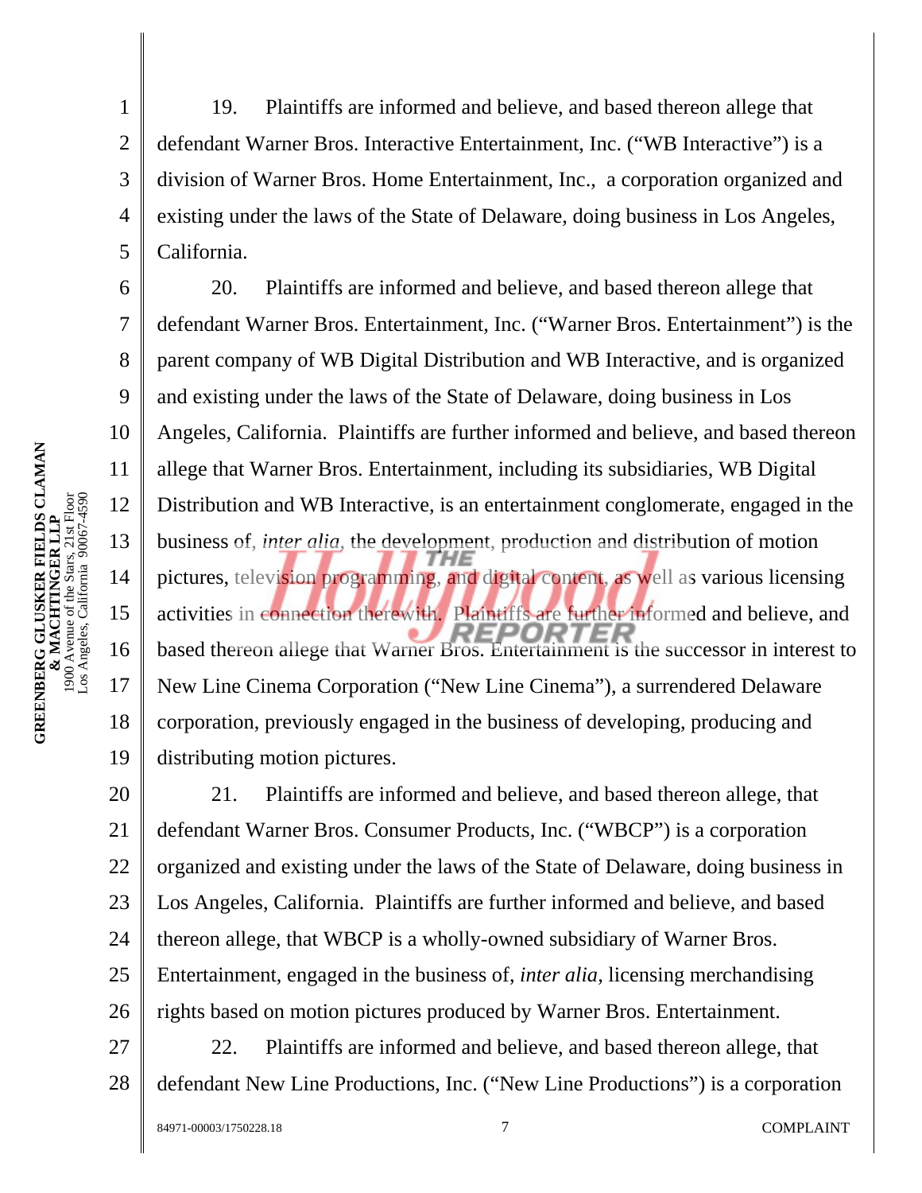19. Plaintiffs are informed and believe, and based thereon allege that defendant Warner Bros. Interactive Entertainment, Inc. ("WB Interactive") is a division of Warner Bros. Home Entertainment, Inc., a corporation organized and existing under the laws of the State of Delaware, doing business in Los Angeles, California.

20. Plaintiffs are informed and believe, and based thereon allege that defendant Warner Bros. Entertainment, Inc. ("Warner Bros. Entertainment") is the parent company of WB Digital Distribution and WB Interactive, and is organized and existing under the laws of the State of Delaware, doing business in Los Angeles, California. Plaintiffs are further informed and believe, and based thereon allege that Warner Bros. Entertainment, including its subsidiaries, WB Digital Distribution and WB Interactive, is an entertainment conglomerate, engaged in the business of, *inter alia*, the development, production and distribution of motion pictures, television programming, and digital content, as well as various licensing activities in connection therewith. Plaintiffs are further informed and believe, and based thereon allege that Warner Bros. Entertainment is the successor in interest to New Line Cinema Corporation ("New Line Cinema"), a surrendered Delaware corporation, previously engaged in the business of developing, producing and distributing motion pictures.

21. Plaintiffs are informed and believe, and based thereon allege, that defendant Warner Bros. Consumer Products, Inc. ("WBCP") is a corporation organized and existing under the laws of the State of Delaware, doing business in Los Angeles, California. Plaintiffs are further informed and believe, and based thereon allege, that WBCP is a wholly-owned subsidiary of Warner Bros. Entertainment, engaged in the business of, *inter alia*, licensing merchandising rights based on motion pictures produced by Warner Bros. Entertainment.

22. Plaintiffs are informed and believe, and based thereon allege, that defendant New Line Productions, Inc. ("New Line Productions") is a corporation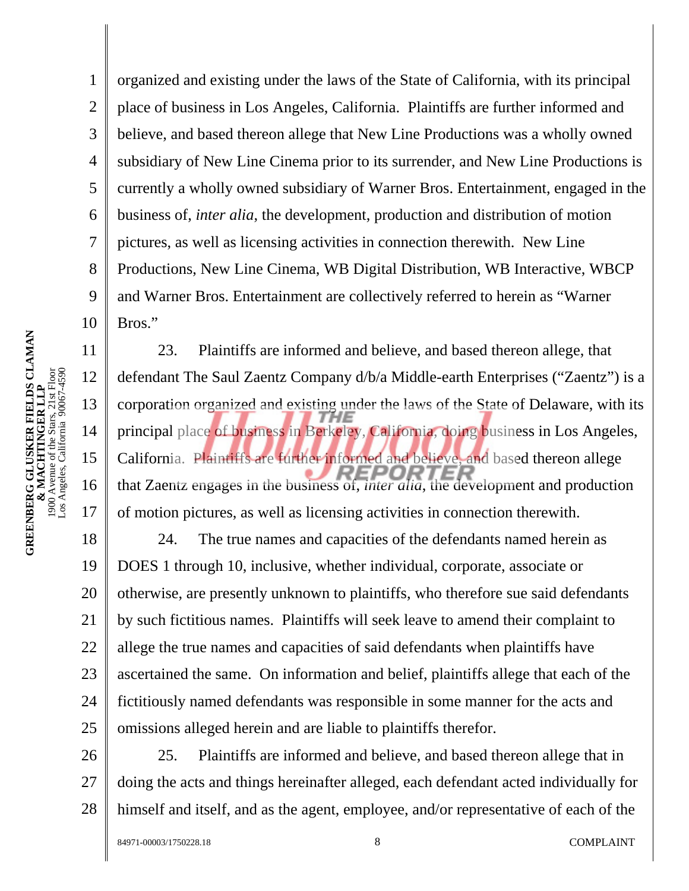organized and existing under the laws of the State of California, with its principal place of business in Los Angeles, California. Plaintiffs are further informed and believe, and based thereon allege that New Line Productions was a wholly owned subsidiary of New Line Cinema prior to its surrender, and New Line Productions is currently a wholly owned subsidiary of Warner Bros. Entertainment, engaged in the business of, *inter alia*, the development, production and distribution of motion pictures, as well as licensing activities in connection therewith. New Line Productions, New Line Cinema, WB Digital Distribution, WB Interactive, WBCP and Warner Bros. Entertainment are collectively referred to herein as "Warner Bros."

23. Plaintiffs are informed and believe, and based thereon allege, that defendant The Saul Zaentz Company d/b/a Middle-earth Enterprises ("Zaentz") is a corporation organized and existing under the laws of the State of Delaware, with its principal place of business in Berkeley, California, doing business in Los Angeles, California. Plaintiffs are further informed and believe, and based thereon allege that Zaentz engages in the business of, *inter alia*, the development and production of motion pictures, as well as licensing activities in connection therewith.

24. The true names and capacities of the defendants named herein as DOES 1 through 10, inclusive, whether individual, corporate, associate or otherwise, are presently unknown to plaintiffs, who therefore sue said defendants by such fictitious names. Plaintiffs will seek leave to amend their complaint to allege the true names and capacities of said defendants when plaintiffs have ascertained the same. On information and belief, plaintiffs allege that each of the fictitiously named defendants was responsible in some manner for the acts and omissions alleged herein and are liable to plaintiffs therefor.

25. Plaintiffs are informed and believe, and based thereon allege that in doing the acts and things hereinafter alleged, each defendant acted individually for himself and itself, and as the agent, employee, and/or representative of each of the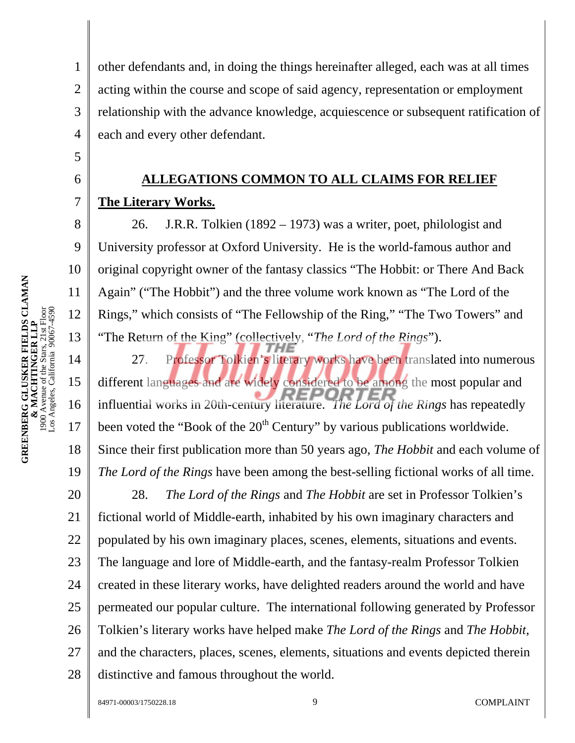other defendants and, in doing the things hereinafter alleged, each was at all times acting within the course and scope of said agency, representation or employment relationship with the advance knowledge, acquiescence or subsequent ratification of each and every other defendant.

## ALLEGATIONS COMMON TO ALL CLAIMS FOR RELIEF

**The Literary Works.**

26. J.R.R. Tolkien (1892 – 1973) was a writer, poet, philologist and University professor at Oxford University. He is the world-famous author and original copyright owner of the fantasy classics "The Hobbit: or There And Back Again" ("The Hobbit") and the three volume work known as "The Lord of the Rings," which consists of "The Fellowship of the Ring," "The Two Towers" and "The Return of the King" (collectively, "*The Lord of the Rings*").

27. Professor Tolkien's literary works have been translated into numerous different languages and are widely considered to be among the most popular and influential works in 20th-century literature. *The Lord of the Rings* has repeatedly been voted the "Book of the 20th Century" by various publications worldwide. Since their first publication more than 50 years ago, *The Hobbit* and each volume of *The Lord of the Rings* have been among the best-selling fictional works of all time.

28. *The Lord of the Rings* and *The Hobbit* are set in Professor Tolkien's fictional world of Middle-earth, inhabited by his own imaginary characters and populated by his own imaginary places, scenes, elements, situations and events. The language and lore of Middle-earth, and the fantasy-realm Professor Tolkien created in these literary works, have delighted readers around the world and have permeated our popular culture. The international following generated by Professor Tolkien's literary works have helped make *The Lord of the Rings* and *The Hobbit*, and the characters, places, scenes, elements, situations and events depicted therein distinctive and famous throughout the world.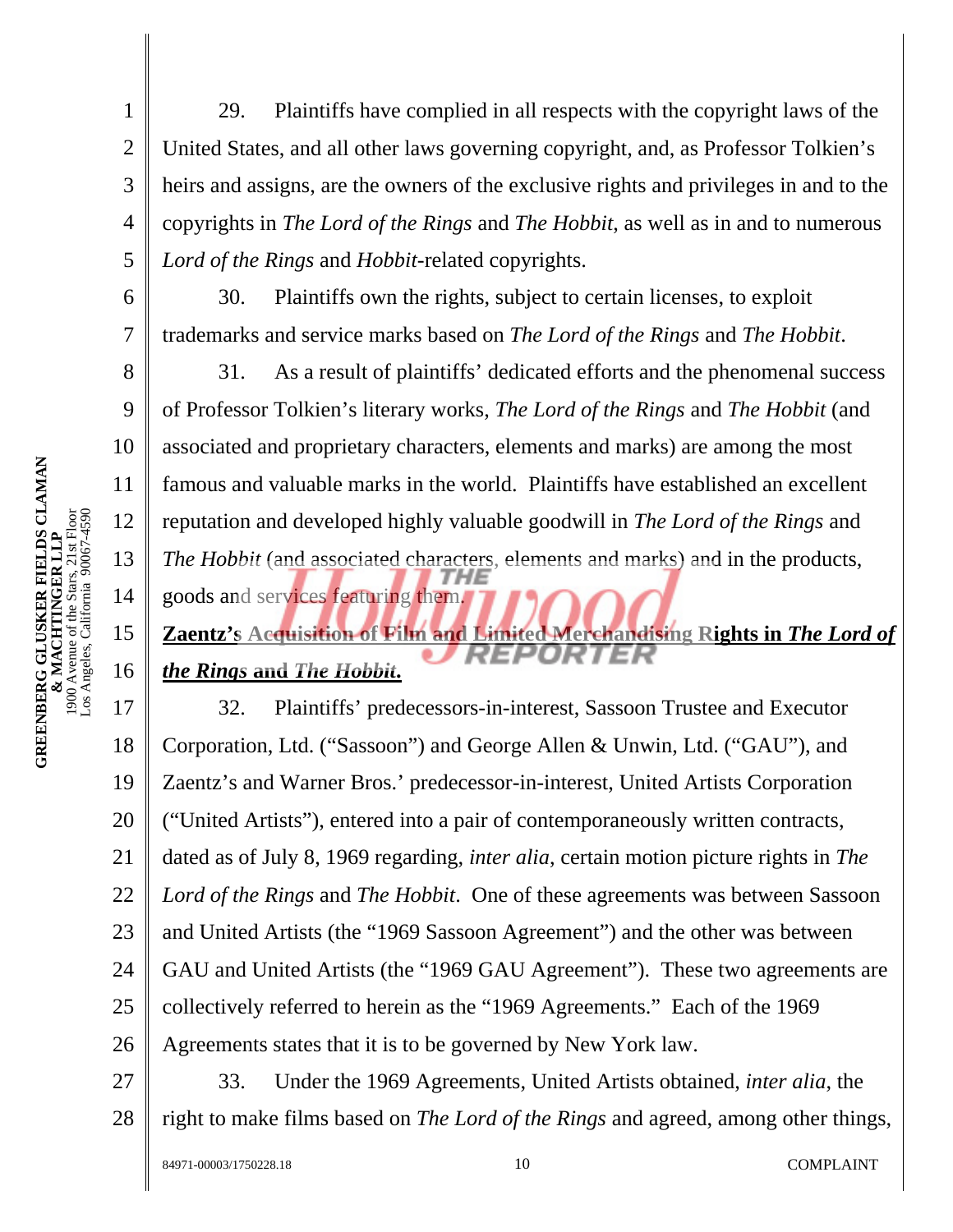29. Plaintiffs have complied in all respects with the copyright laws of the United States, and all other laws governing copyright, and, as Professor Tolkien's heirs and assigns, are the owners of the exclusive rights and privileges in and to the copyrights in *The Lord of the Rings* and *The Hobbit*, as well as in and to numerous *Lord of the Rings* and *Hobbit*-related copyrights.

30. Plaintiffs own the rights, subject to certain licenses, to exploit trademarks and service marks based on *The Lord of the Rings* and *The Hobbit*.

31. As a result of plaintiffs' dedicated efforts and the phenomenal success of Professor Tolkien's literary works, *The Lord of the Rings* and *The Hobbit* (and associated and proprietary characters, elements and marks) are among the most famous and valuable marks in the world. Plaintiffs have established an excellent reputation and developed highly valuable goodwill in *The Lord of the Rings* and *The Hobbit* (and associated characters, elements and marks) and in the products, goods and services featuring them.

**Zaentz's Acquisition of Film and Limited Merchandising Rights in *The Lord of the Rings* and *The Hobbit*.**

32. Plaintiffs' predecessors-in-interest, Sassoon Trustee and Executor Corporation, Ltd. ("Sassoon") and George Allen & Unwin, Ltd. ("GAU"), and Zaentz's and Warner Bros.' predecessor-in-interest, United Artists Corporation ("United Artists"), entered into a pair of contemporaneously written contracts, dated as of July 8, 1969 regarding, *inter alia*, certain motion picture rights in *The Lord of the Rings* and *The Hobbit*. One of these agreements was between Sassoon and United Artists (the "1969 Sassoon Agreement") and the other was between GAU and United Artists (the "1969 GAU Agreement"). These two agreements are collectively referred to herein as the "1969 Agreements." Each of the 1969 Agreements states that it is to be governed by New York law.

33. Under the 1969 Agreements, United Artists obtained, *inter alia*, the right to make films based on *The Lord of the Rings* and agreed, among other things,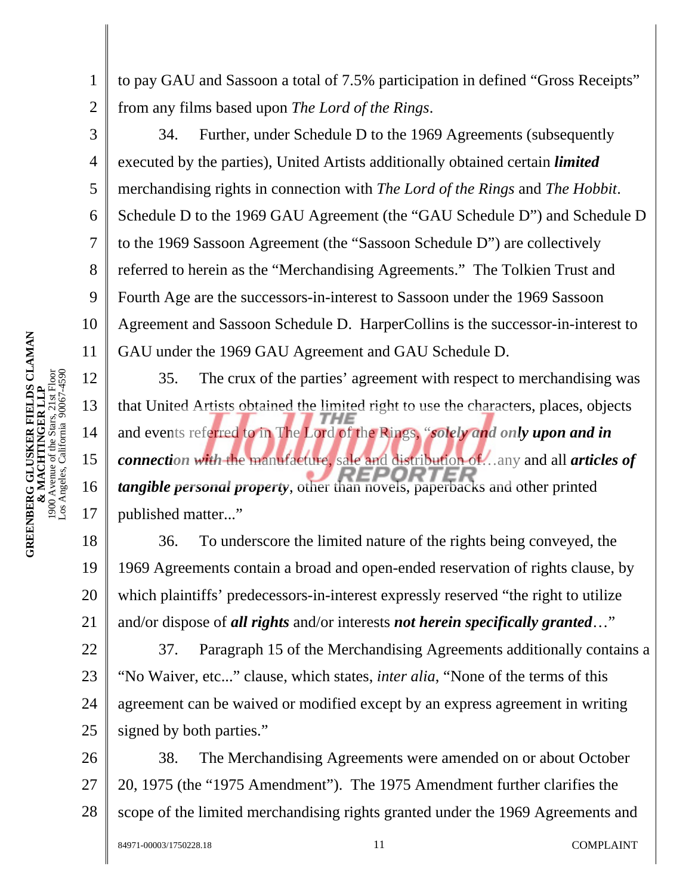to pay GAU and Sassoon a total of 7.5% participation in defined "Gross Receipts" from any films based upon *The Lord of the Rings*.

34. Further, under Schedule D to the 1969 Agreements (subsequently executed by the parties), United Artists additionally obtained certain ***limited*** merchandising rights in connection with *The Lord of the Rings* and *The Hobbit*. Schedule D to the 1969 GAU Agreement (the "GAU Schedule D") and Schedule D to the 1969 Sassoon Agreement (the "Sassoon Schedule D") are collectively referred to herein as the "Merchandising Agreements." The Tolkien Trust and Fourth Age are the successors-in-interest to Sassoon under the 1969 Sassoon Agreement and Sassoon Schedule D. HarperCollins is the successor-in-interest to GAU under the 1969 GAU Agreement and GAU Schedule D.

35. The crux of the parties' agreement with respect to merchandising was that United Artists obtained the limited right to use the characters, places, objects and events referred to in The Lord of the Rings, "***solely and only upon and in connection with*** the manufacture, sale and distribution of…any and all ***articles of tangible personal property***, other than novels, paperbacks and other printed published matter..."

36. To underscore the limited nature of the rights being conveyed, the 1969 Agreements contain a broad and open-ended reservation of rights clause, by which plaintiffs' predecessors-in-interest expressly reserved "the right to utilize and/or dispose of ***all rights*** and/or interests ***not herein specifically granted***…"

37. Paragraph 15 of the Merchandising Agreements additionally contains a "No Waiver, etc..." clause, which states, *inter alia*, "None of the terms of this agreement can be waived or modified except by an express agreement in writing signed by both parties."

38. The Merchandising Agreements were amended on or about October 20, 1975 (the "1975 Amendment"). The 1975 Amendment further clarifies the scope of the limited merchandising rights granted under the 1969 Agreements and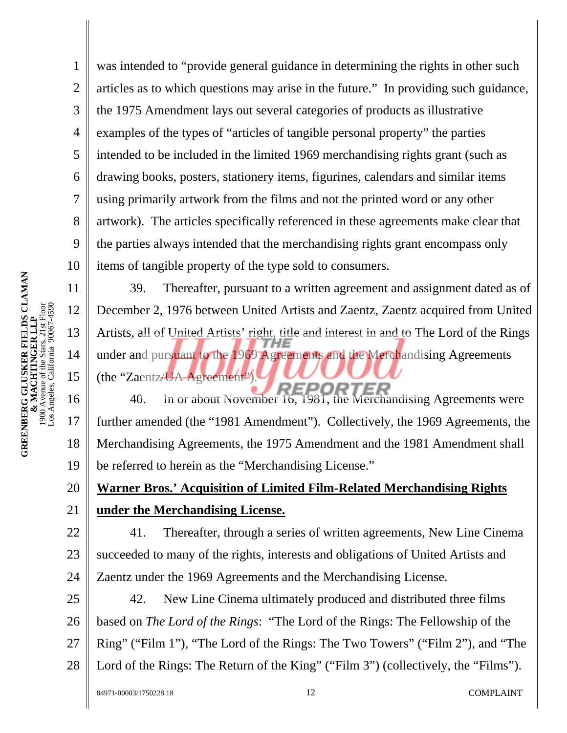was intended to "provide general guidance in determining the rights in other such articles as to which questions may arise in the future." In providing such guidance, the 1975 Amendment lays out several categories of products as illustrative examples of the types of "articles of tangible personal property" the parties intended to be included in the limited 1969 merchandising rights grant (such as drawing books, posters, stationery items, figurines, calendars and similar items using primarily artwork from the films and not the printed word or any other artwork). The articles specifically referenced in these agreements make clear that the parties always intended that the merchandising rights grant encompass only items of tangible property of the type sold to consumers.

39. Thereafter, pursuant to a written agreement and assignment dated as of December 2, 1976 between United Artists and Zaentz, Zaentz acquired from United Artists, all of United Artists' right, title and interest in and to The Lord of the Rings under and pursuant to the 1969 Agreements and the Merchandising Agreements (the "Zaentz/UA Agreement").

40. In or about November 16, 1981, the Merchandising Agreements were further amended (the "1981 Amendment"). Collectively, the 1969 Agreements, the Merchandising Agreements, the 1975 Amendment and the 1981 Amendment shall be referred to herein as the "Merchandising License."

**Warner Bros.' Acquisition of Limited Film-Related Merchandising Rights under the Merchandising License.**

41. Thereafter, through a series of written agreements, New Line Cinema succeeded to many of the rights, interests and obligations of United Artists and Zaentz under the 1969 Agreements and the Merchandising License.

42. New Line Cinema ultimately produced and distributed three films based on *The Lord of the Rings*: "The Lord of the Rings: The Fellowship of the Ring" ("Film 1"), "The Lord of the Rings: The Two Towers" ("Film 2"), and "The Lord of the Rings: The Return of the King" ("Film 3") (collectively, the "Films").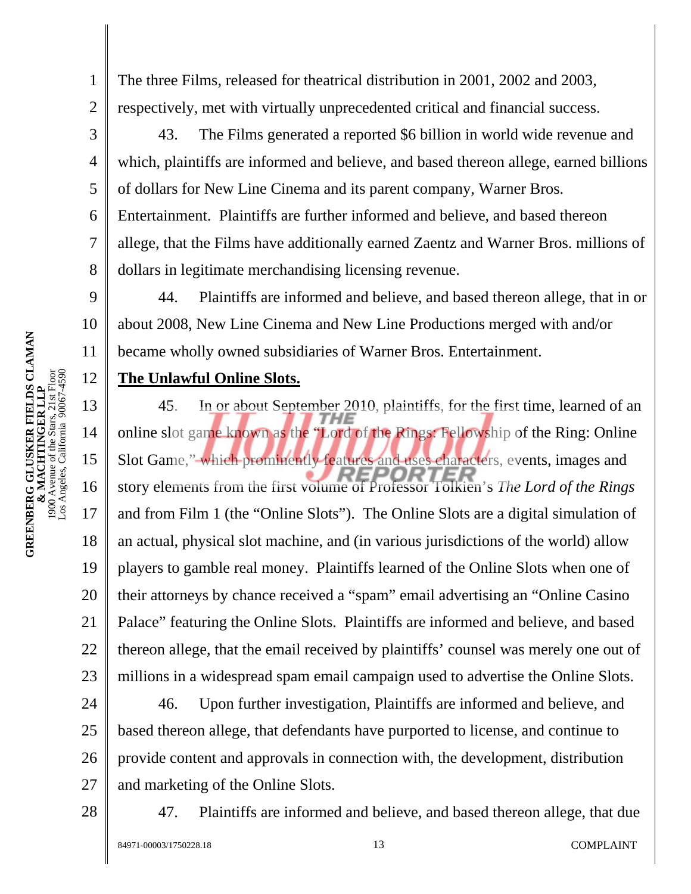The three Films, released for theatrical distribution in 2001, 2002 and 2003, respectively, met with virtually unprecedented critical and financial success.

43. The Films generated a reported $6 billion in world wide revenue and which, plaintiffs are informed and believe, and based thereon allege, earned billions of dollars for New Line Cinema and its parent company, Warner Bros. Entertainment. Plaintiffs are further informed and believe, and based thereon allege, that the Films have additionally earned Zaentz and Warner Bros. millions of dollars in legitimate merchandising licensing revenue.

44. Plaintiffs are informed and believe, and based thereon allege, that in or about 2008, New Line Cinema and New Line Productions merged with and/or became wholly owned subsidiaries of Warner Bros. Entertainment.

**The Unlawful Online Slots.**

45. In or about September 2010, plaintiffs, for the first time, learned of an online slot game known as the "Lord of the Rings: Fellowship of the Ring: Online Slot Game," which prominently features and uses characters, events, images and story elements from the first volume of Professor Tolkien's *The Lord of the Rings* and from Film 1 (the "Online Slots"). The Online Slots are a digital simulation of an actual, physical slot machine, and (in various jurisdictions of the world) allow players to gamble real money. Plaintiffs learned of the Online Slots when one of their attorneys by chance received a "spam" email advertising an "Online Casino Palace" featuring the Online Slots. Plaintiffs are informed and believe, and based thereon allege, that the email received by plaintiffs' counsel was merely one out of millions in a widespread spam email campaign used to advertise the Online Slots.

46. Upon further investigation, Plaintiffs are informed and believe, and based thereon allege, that defendants have purported to license, and continue to provide content and approvals in connection with, the development, distribution and marketing of the Online Slots.

47. Plaintiffs are informed and believe, and based thereon allege, that due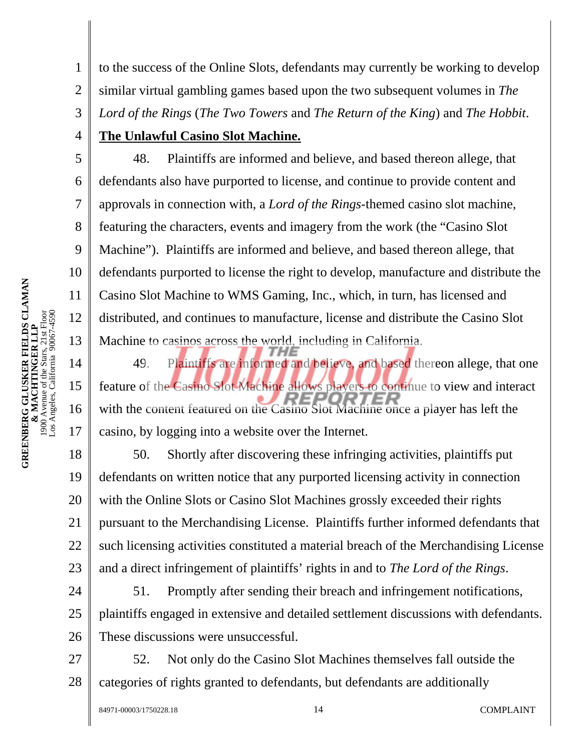to the success of the Online Slots, defendants may currently be working to develop similar virtual gambling games based upon the two subsequent volumes in *The Lord of the Rings* (*The Two Towers* and *The Return of the King*) and *The Hobbit*.

**The Unlawful Casino Slot Machine.**

48. Plaintiffs are informed and believe, and based thereon allege, that defendants also have purported to license, and continue to provide content and approvals in connection with, a *Lord of the Rings*-themed casino slot machine, featuring the characters, events and imagery from the work (the "Casino Slot Machine"). Plaintiffs are informed and believe, and based thereon allege, that defendants purported to license the right to develop, manufacture and distribute the Casino Slot Machine to WMS Gaming, Inc., which, in turn, has licensed and distributed, and continues to manufacture, license and distribute the Casino Slot Machine to casinos across the world, including in California.

49. Plaintiffs are informed and believe, and based thereon allege, that one feature of the Casino Slot Machine allows players to continue to view and interact with the content featured on the Casino Slot Machine once a player has left the casino, by logging into a website over the Internet.

50. Shortly after discovering these infringing activities, plaintiffs put defendants on written notice that any purported licensing activity in connection with the Online Slots or Casino Slot Machines grossly exceeded their rights pursuant to the Merchandising License. Plaintiffs further informed defendants that such licensing activities constituted a material breach of the Merchandising License and a direct infringement of plaintiffs' rights in and to *The Lord of the Rings*.

51. Promptly after sending their breach and infringement notifications, plaintiffs engaged in extensive and detailed settlement discussions with defendants. These discussions were unsuccessful.

52. Not only do the Casino Slot Machines themselves fall outside the categories of rights granted to defendants, but defendants are additionally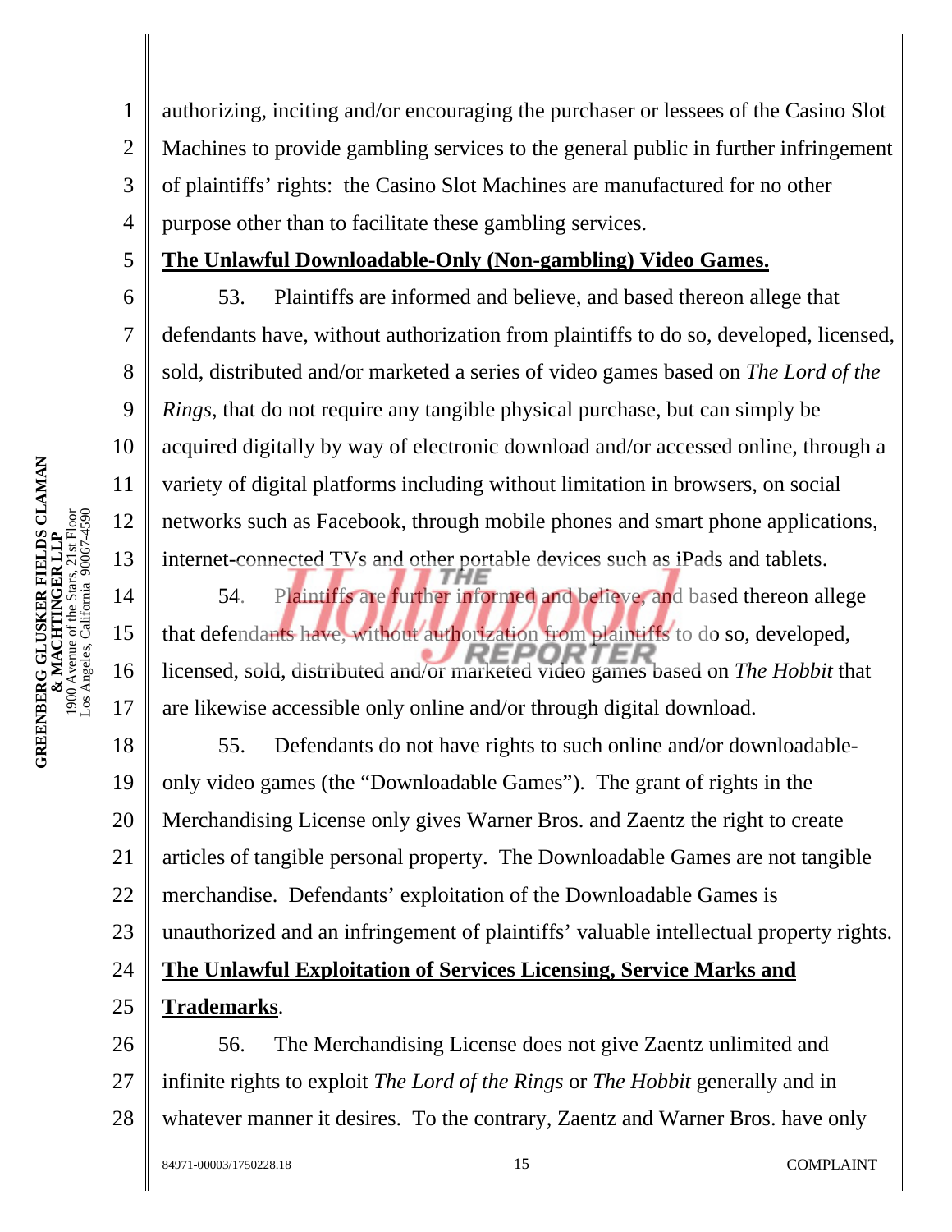authorizing, inciting and/or encouraging the purchaser or lessees of the Casino Slot Machines to provide gambling services to the general public in further infringement of plaintiffs' rights: the Casino Slot Machines are manufactured for no other purpose other than to facilitate these gambling services.

**The Unlawful Downloadable-Only (Non-gambling) Video Games.**

53. Plaintiffs are informed and believe, and based thereon allege that defendants have, without authorization from plaintiffs to do so, developed, licensed, sold, distributed and/or marketed a series of video games based on *The Lord of the Rings*, that do not require any tangible physical purchase, but can simply be acquired digitally by way of electronic download and/or accessed online, through a variety of digital platforms including without limitation in browsers, on social networks such as Facebook, through mobile phones and smart phone applications, internet-connected TVs and other portable devices such as iPads and tablets.

54. Plaintiffs are further informed and believe, and based thereon allege that defendants have, without authorization from plaintiffs to do so, developed, licensed, sold, distributed and/or marketed video games based on *The Hobbit* that are likewise accessible only online and/or through digital download.

55. Defendants do not have rights to such online and/or downloadable-only video games (the "Downloadable Games"). The grant of rights in the Merchandising License only gives Warner Bros. and Zaentz the right to create articles of tangible personal property. The Downloadable Games are not tangible merchandise. Defendants' exploitation of the Downloadable Games is unauthorized and an infringement of plaintiffs' valuable intellectual property rights.

**The Unlawful Exploitation of Services Licensing, Service Marks and Trademarks**.

56. The Merchandising License does not give Zaentz unlimited and infinite rights to exploit *The Lord of the Rings* or *The Hobbit* generally and in whatever manner it desires. To the contrary, Zaentz and Warner Bros. have only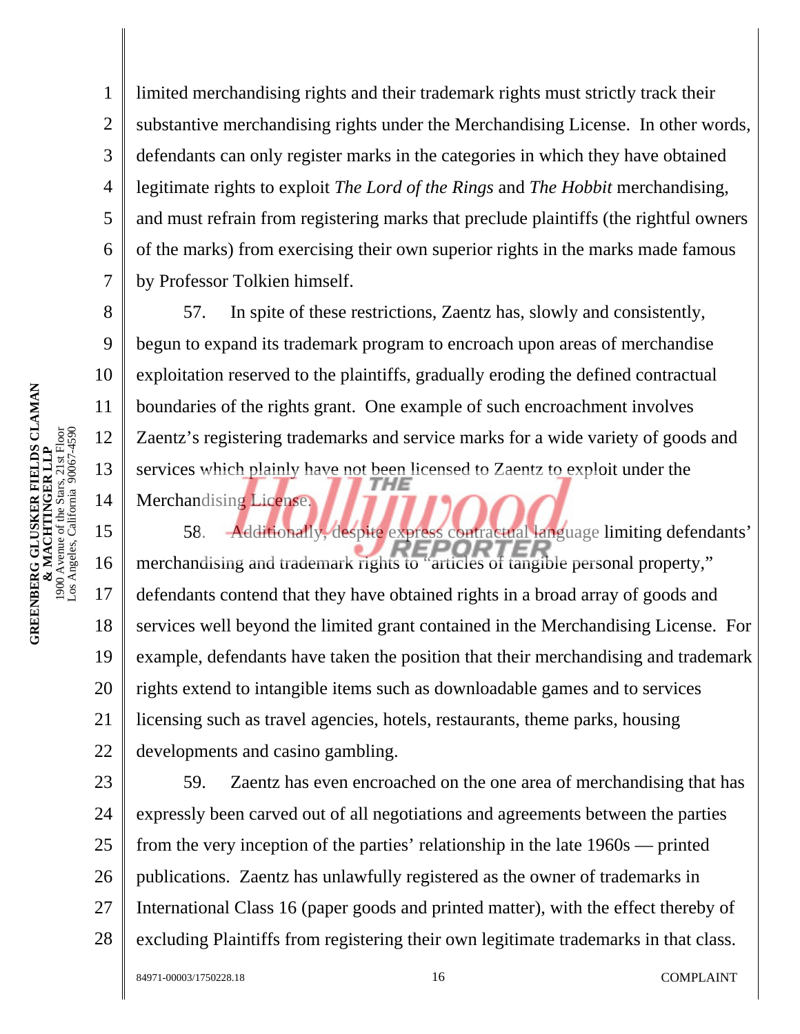limited merchandising rights and their trademark rights must strictly track their substantive merchandising rights under the Merchandising License. In other words, defendants can only register marks in the categories in which they have obtained legitimate rights to exploit *The Lord of the Rings* and *The Hobbit* merchandising, and must refrain from registering marks that preclude plaintiffs (the rightful owners of the marks) from exercising their own superior rights in the marks made famous by Professor Tolkien himself.

57. In spite of these restrictions, Zaentz has, slowly and consistently, begun to expand its trademark program to encroach upon areas of merchandise exploitation reserved to the plaintiffs, gradually eroding the defined contractual boundaries of the rights grant. One example of such encroachment involves Zaentz's registering trademarks and service marks for a wide variety of goods and services which plainly have not been licensed to Zaentz to exploit under the Merchandising License.

58. Additionally, despite express contractual language limiting defendants' merchandising and trademark rights to "articles of tangible personal property," defendants contend that they have obtained rights in a broad array of goods and services well beyond the limited grant contained in the Merchandising License. For example, defendants have taken the position that their merchandising and trademark rights extend to intangible items such as downloadable games and to services licensing such as travel agencies, hotels, restaurants, theme parks, housing developments and casino gambling.

59. Zaentz has even encroached on the one area of merchandising that has expressly been carved out of all negotiations and agreements between the parties from the very inception of the parties' relationship in the late 1960s — printed publications. Zaentz has unlawfully registered as the owner of trademarks in International Class 16 (paper goods and printed matter), with the effect thereby of excluding Plaintiffs from registering their own legitimate trademarks in that class.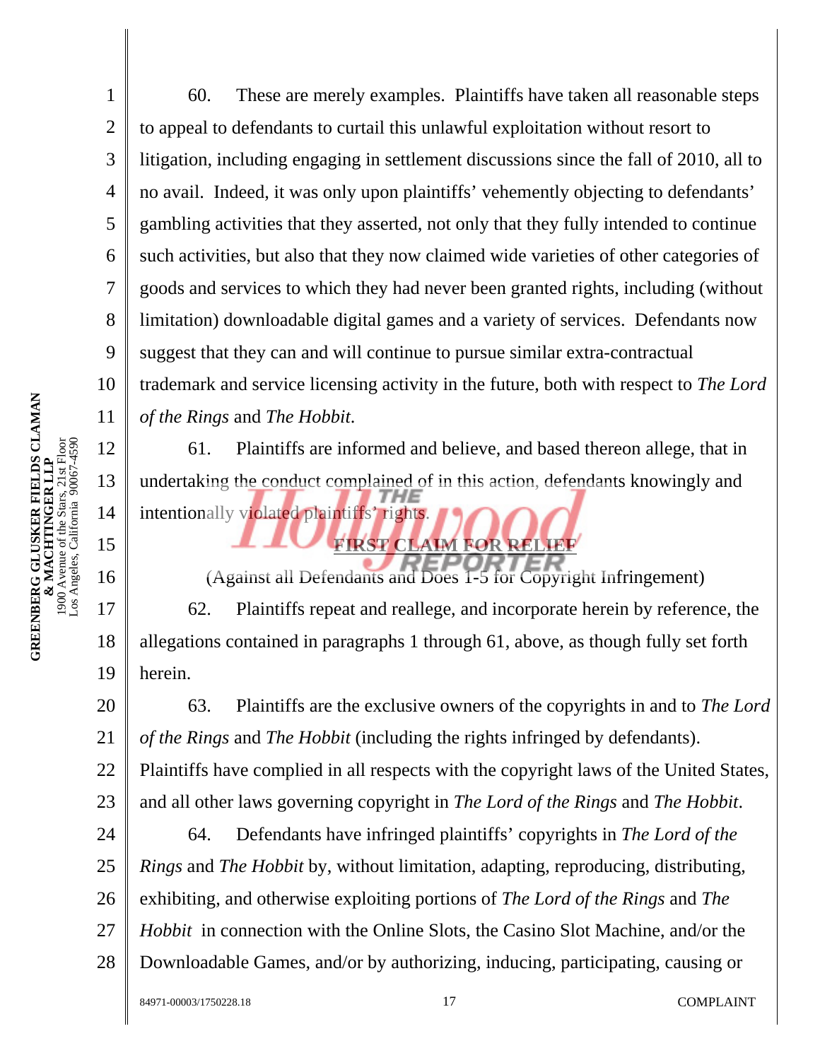60. These are merely examples. Plaintiffs have taken all reasonable steps to appeal to defendants to curtail this unlawful exploitation without resort to litigation, including engaging in settlement discussions since the fall of 2010, all to no avail. Indeed, it was only upon plaintiffs' vehemently objecting to defendants' gambling activities that they asserted, not only that they fully intended to continue such activities, but also that they now claimed wide varieties of other categories of goods and services to which they had never been granted rights, including (without limitation) downloadable digital games and a variety of services. Defendants now suggest that they can and will continue to pursue similar extra-contractual trademark and service licensing activity in the future, both with respect to *The Lord of the Rings* and *The Hobbit*.

61. Plaintiffs are informed and believe, and based thereon allege, that in undertaking the conduct complained of in this action, defendants knowingly and intentionally violated plaintiffs' rights.

**FIRST CLAIM FOR RELIEF**

(Against all Defendants and Does 1-5 for Copyright Infringement)

62. Plaintiffs repeat and reallege, and incorporate herein by reference, the allegations contained in paragraphs 1 through 61, above, as though fully set forth herein.

63. Plaintiffs are the exclusive owners of the copyrights in and to *The Lord of the Rings* and *The Hobbit* (including the rights infringed by defendants). Plaintiffs have complied in all respects with the copyright laws of the United States, and all other laws governing copyright in *The Lord of the Rings* and *The Hobbit*.

64. Defendants have infringed plaintiffs' copyrights in *The Lord of the Rings* and *The Hobbit* by, without limitation, adapting, reproducing, distributing, exhibiting, and otherwise exploiting portions of *The Lord of the Rings* and *The Hobbit* in connection with the Online Slots, the Casino Slot Machine, and/or the Downloadable Games, and/or by authorizing, inducing, participating, causing or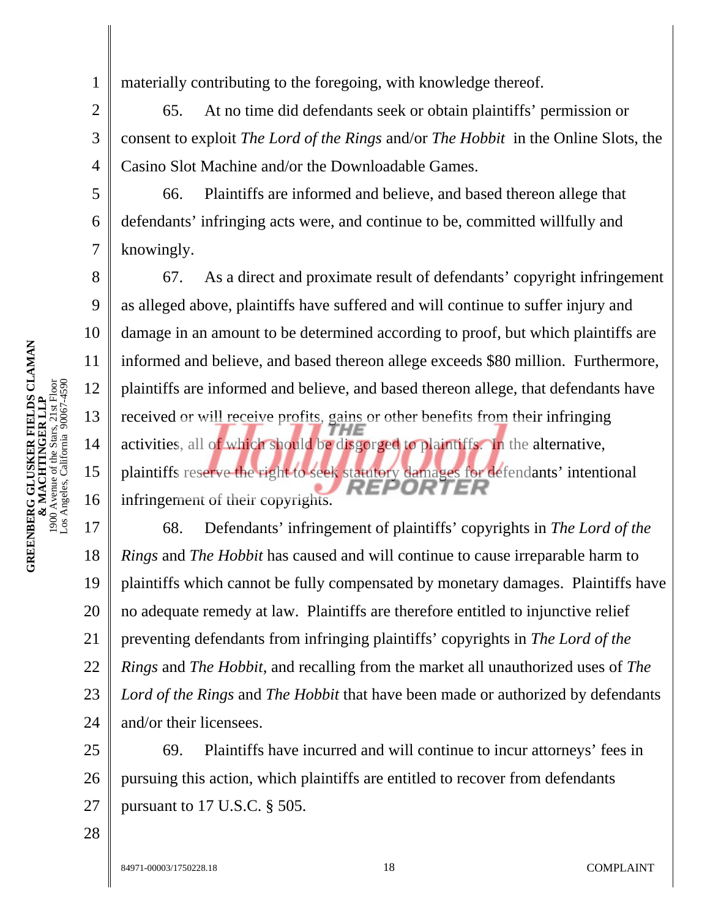materially contributing to the foregoing, with knowledge thereof.

65. At no time did defendants seek or obtain plaintiffs' permission or consent to exploit *The Lord of the Rings* and/or *The Hobbit* in the Online Slots, the Casino Slot Machine and/or the Downloadable Games.

66. Plaintiffs are informed and believe, and based thereon allege that defendants' infringing acts were, and continue to be, committed willfully and knowingly.

67. As a direct and proximate result of defendants' copyright infringement as alleged above, plaintiffs have suffered and will continue to suffer injury and damage in an amount to be determined according to proof, but which plaintiffs are informed and believe, and based thereon allege exceeds $80 million. Furthermore, plaintiffs are informed and believe, and based thereon allege, that defendants have received or will receive profits, gains or other benefits from their infringing activities, all of which should be disgorged to plaintiffs. In the alternative, plaintiffs reserve the right to seek statutory damages for defendants' intentional infringement of their copyrights.

68. Defendants' infringement of plaintiffs' copyrights in *The Lord of the Rings* and *The Hobbit* has caused and will continue to cause irreparable harm to plaintiffs which cannot be fully compensated by monetary damages. Plaintiffs have no adequate remedy at law. Plaintiffs are therefore entitled to injunctive relief preventing defendants from infringing plaintiffs' copyrights in *The Lord of the Rings* and *The Hobbit*, and recalling from the market all unauthorized uses of *The Lord of the Rings* and *The Hobbit* that have been made or authorized by defendants and/or their licensees.

69. Plaintiffs have incurred and will continue to incur attorneys' fees in pursuing this action, which plaintiffs are entitled to recover from defendants pursuant to 17 U.S.C. § 505.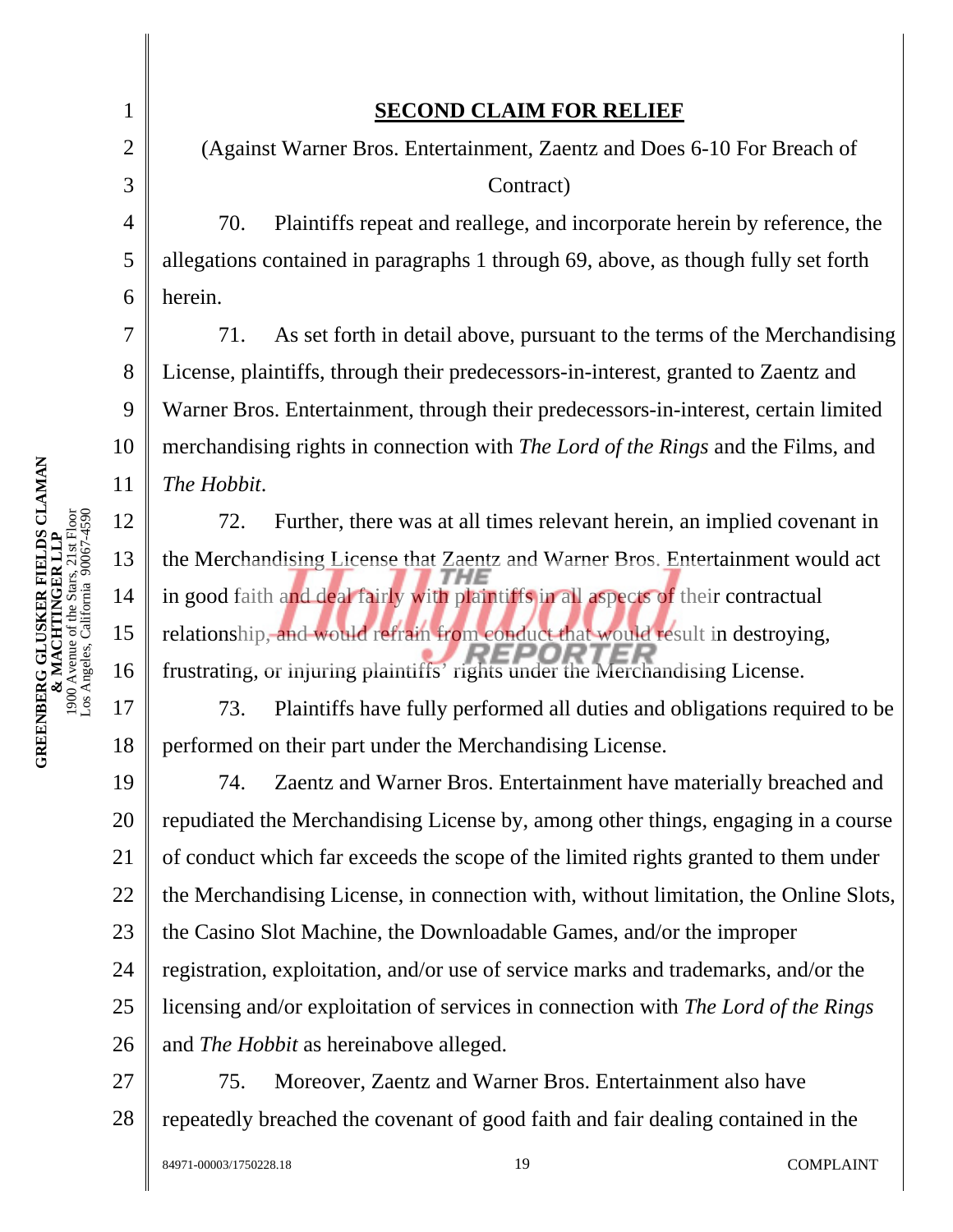## SECOND CLAIM FOR RELIEF

(Against Warner Bros. Entertainment, Zaentz and Does 6-10 For Breach of Contract)

70. Plaintiffs repeat and reallege, and incorporate herein by reference, the allegations contained in paragraphs 1 through 69, above, as though fully set forth herein.

71. As set forth in detail above, pursuant to the terms of the Merchandising License, plaintiffs, through their predecessors-in-interest, granted to Zaentz and Warner Bros. Entertainment, through their predecessors-in-interest, certain limited merchandising rights in connection with *The Lord of the Rings* and the Films, and *The Hobbit*.

72. Further, there was at all times relevant herein, an implied covenant in the Merchandising License that Zaentz and Warner Bros. Entertainment would act in good faith and deal fairly with plaintiffs in all aspects of their contractual relationship, and would refrain from conduct that would result in destroying, frustrating, or injuring plaintiffs' rights under the Merchandising License.

73. Plaintiffs have fully performed all duties and obligations required to be performed on their part under the Merchandising License.

74. Zaentz and Warner Bros. Entertainment have materially breached and repudiated the Merchandising License by, among other things, engaging in a course of conduct which far exceeds the scope of the limited rights granted to them under the Merchandising License, in connection with, without limitation, the Online Slots, the Casino Slot Machine, the Downloadable Games, and/or the improper registration, exploitation, and/or use of service marks and trademarks, and/or the licensing and/or exploitation of services in connection with *The Lord of the Rings* and *The Hobbit* as hereinabove alleged.

75. Moreover, Zaentz and Warner Bros. Entertainment also have repeatedly breached the covenant of good faith and fair dealing contained in the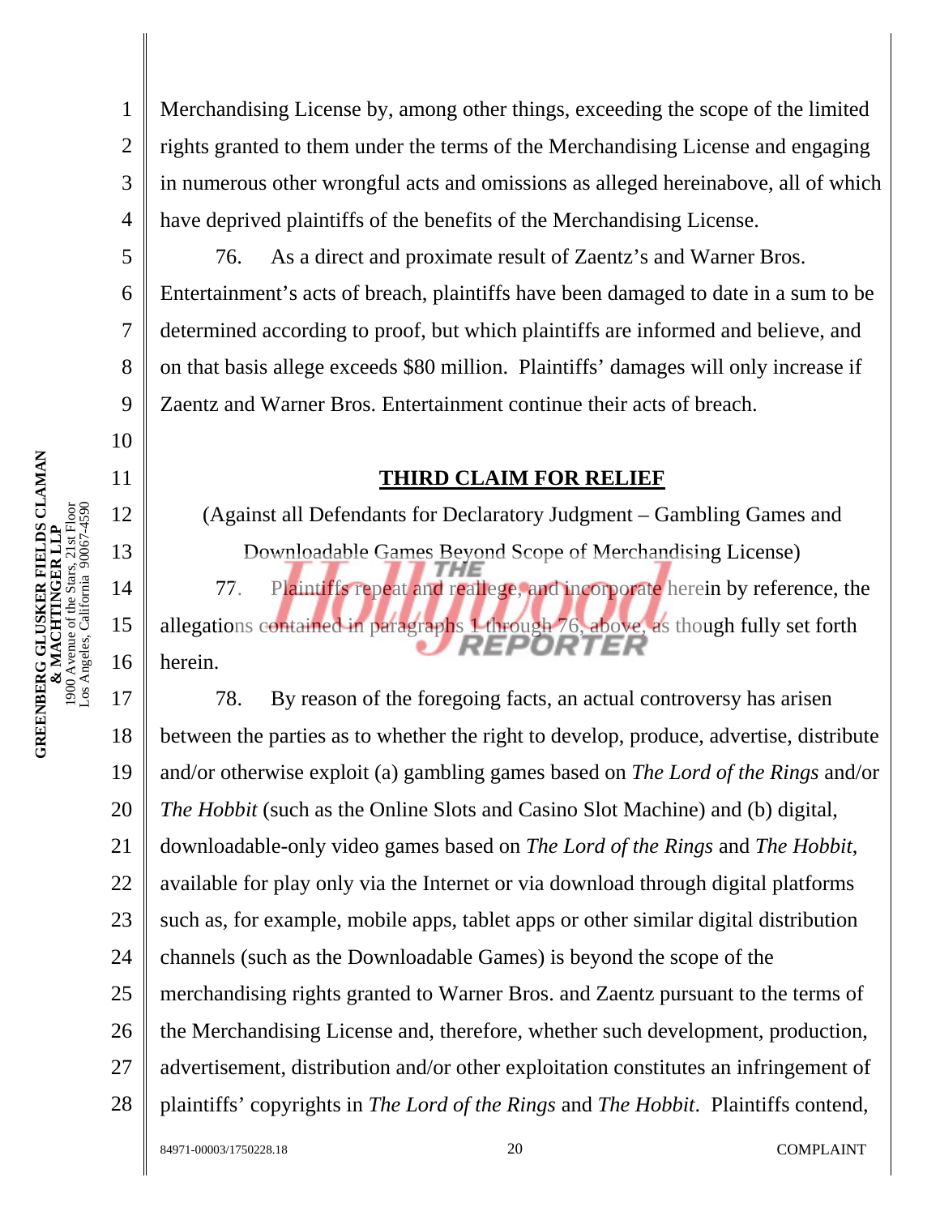Merchandising License by, among other things, exceeding the scope of the limited rights granted to them under the terms of the Merchandising License and engaging in numerous other wrongful acts and omissions as alleged hereinabove, all of which have deprived plaintiffs of the benefits of the Merchandising License.

76. As a direct and proximate result of Zaentz's and Warner Bros. Entertainment's acts of breach, plaintiffs have been damaged to date in a sum to be determined according to proof, but which plaintiffs are informed and believe, and on that basis allege exceeds $80 million. Plaintiffs' damages will only increase if Zaentz and Warner Bros. Entertainment continue their acts of breach.

## THIRD CLAIM FOR RELIEF

(Against all Defendants for Declaratory Judgment – Gambling Games and Downloadable Games Beyond Scope of Merchandising License)

77. Plaintiffs repeat and reallege, and incorporate herein by reference, the allegations contained in paragraphs 1 through 76, above, as though fully set forth herein.

78. By reason of the foregoing facts, an actual controversy has arisen between the parties as to whether the right to develop, produce, advertise, distribute and/or otherwise exploit (a) gambling games based on *The Lord of the Rings* and/or *The Hobbit* (such as the Online Slots and Casino Slot Machine) and (b) digital, downloadable-only video games based on *The Lord of the Rings* and *The Hobbit*, available for play only via the Internet or via download through digital platforms such as, for example, mobile apps, tablet apps or other similar digital distribution channels (such as the Downloadable Games) is beyond the scope of the merchandising rights granted to Warner Bros. and Zaentz pursuant to the terms of the Merchandising License and, therefore, whether such development, production, advertisement, distribution and/or other exploitation constitutes an infringement of plaintiffs' copyrights in *The Lord of the Rings* and *The Hobbit*. Plaintiffs contend,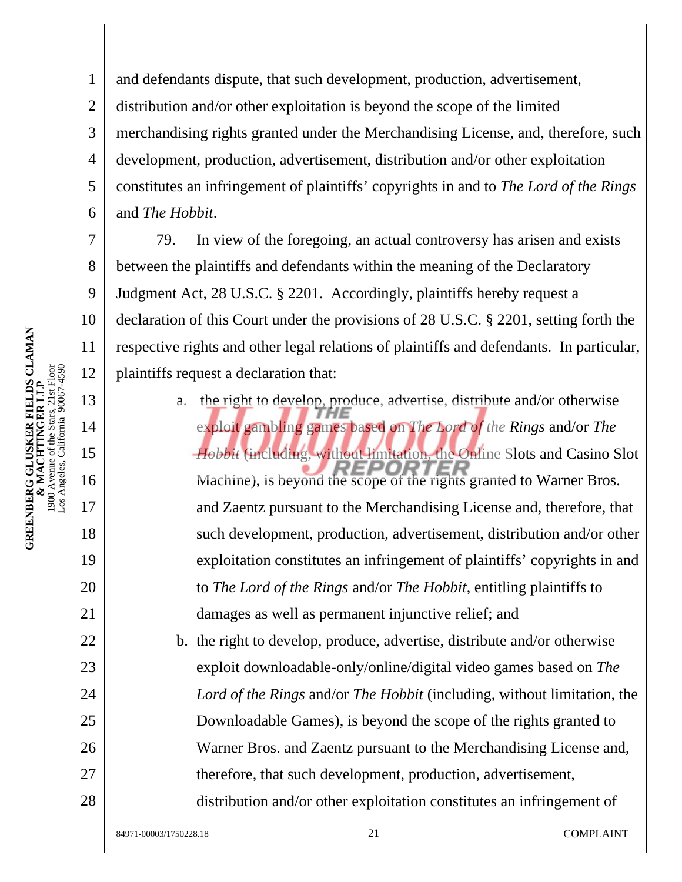and defendants dispute, that such development, production, advertisement, distribution and/or other exploitation is beyond the scope of the limited merchandising rights granted under the Merchandising License, and, therefore, such development, production, advertisement, distribution and/or other exploitation constitutes an infringement of plaintiffs' copyrights in and to *The Lord of the Rings* and *The Hobbit*.

79. In view of the foregoing, an actual controversy has arisen and exists between the plaintiffs and defendants within the meaning of the Declaratory Judgment Act, 28 U.S.C. § 2201. Accordingly, plaintiffs hereby request a declaration of this Court under the provisions of 28 U.S.C. § 2201, setting forth the respective rights and other legal relations of plaintiffs and defendants. In particular, plaintiffs request a declaration that:

a. the right to develop, produce, advertise, distribute and/or otherwise exploit gambling games based on *The Lord of the Rings* and/or *The Hobbit* (including, without limitation, the Online Slots and Casino Slot Machine), is beyond the scope of the rights granted to Warner Bros. and Zaentz pursuant to the Merchandising License and, therefore, that such development, production, advertisement, distribution and/or other exploitation constitutes an infringement of plaintiffs' copyrights in and to *The Lord of the Rings* and/or *The Hobbit*, entitling plaintiffs to damages as well as permanent injunctive relief; and

b. the right to develop, produce, advertise, distribute and/or otherwise exploit downloadable-only/online/digital video games based on *The Lord of the Rings* and/or *The Hobbit* (including, without limitation, the Downloadable Games), is beyond the scope of the rights granted to Warner Bros. and Zaentz pursuant to the Merchandising License and, therefore, that such development, production, advertisement, distribution and/or other exploitation constitutes an infringement of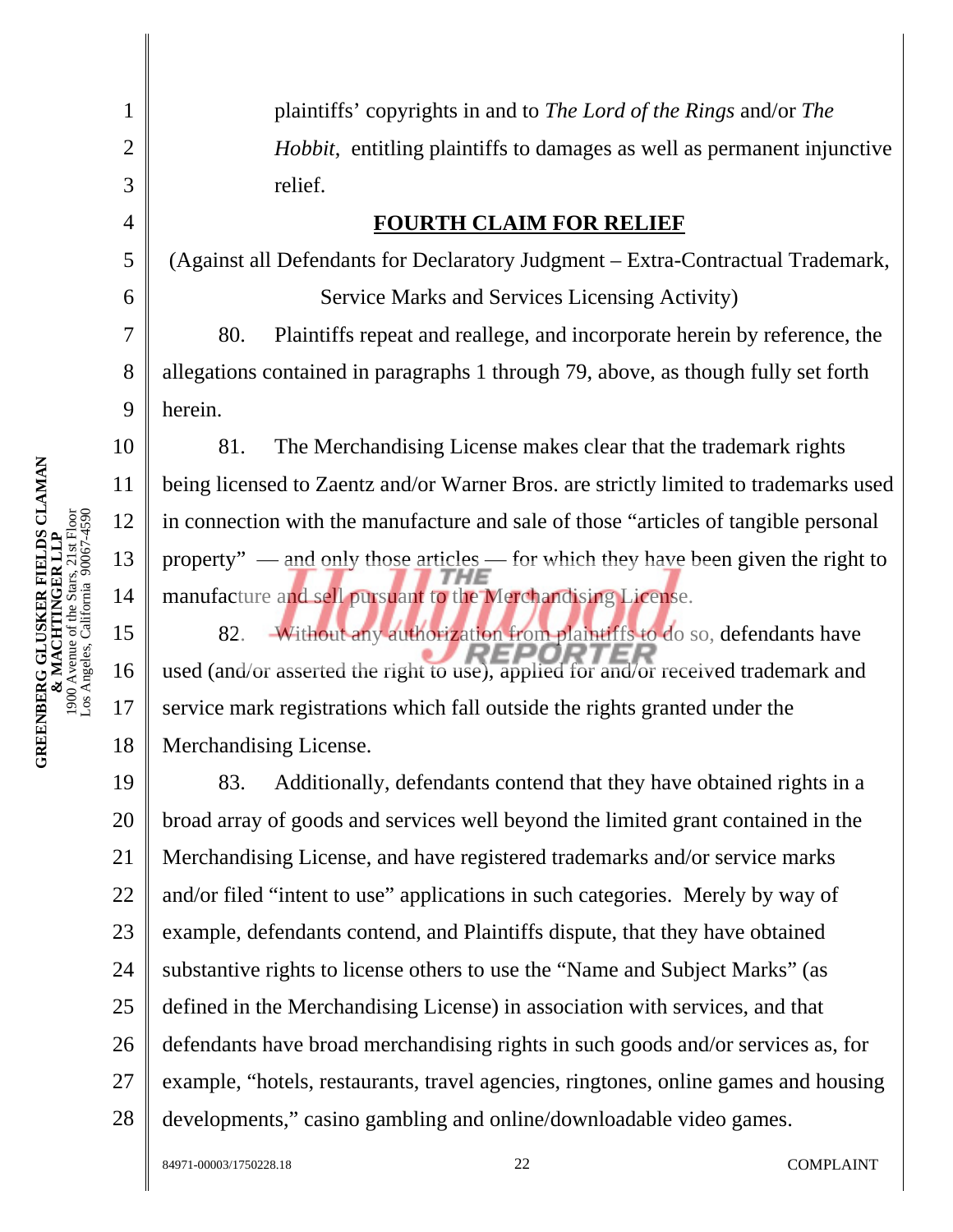plaintiffs' copyrights in and to *The Lord of the Rings* and/or *The Hobbit*, entitling plaintiffs to damages as well as permanent injunctive relief.

## FOURTH CLAIM FOR RELIEF

(Against all Defendants for Declaratory Judgment – Extra-Contractual Trademark, Service Marks and Services Licensing Activity)

80. Plaintiffs repeat and reallege, and incorporate herein by reference, the allegations contained in paragraphs 1 through 79, above, as though fully set forth herein.

81. The Merchandising License makes clear that the trademark rights being licensed to Zaentz and/or Warner Bros. are strictly limited to trademarks used in connection with the manufacture and sale of those "articles of tangible personal property" — and only those articles — for which they have been given the right to manufacture and sell pursuant to the Merchandising License.

82. Without any authorization from plaintiffs to do so, defendants have used (and/or asserted the right to use), applied for and/or received trademark and service mark registrations which fall outside the rights granted under the Merchandising License.

83. Additionally, defendants contend that they have obtained rights in a broad array of goods and services well beyond the limited grant contained in the Merchandising License, and have registered trademarks and/or service marks and/or filed "intent to use" applications in such categories. Merely by way of example, defendants contend, and Plaintiffs dispute, that they have obtained substantive rights to license others to use the "Name and Subject Marks" (as defined in the Merchandising License) in association with services, and that defendants have broad merchandising rights in such goods and/or services as, for example, "hotels, restaurants, travel agencies, ringtones, online games and housing developments," casino gambling and online/downloadable video games.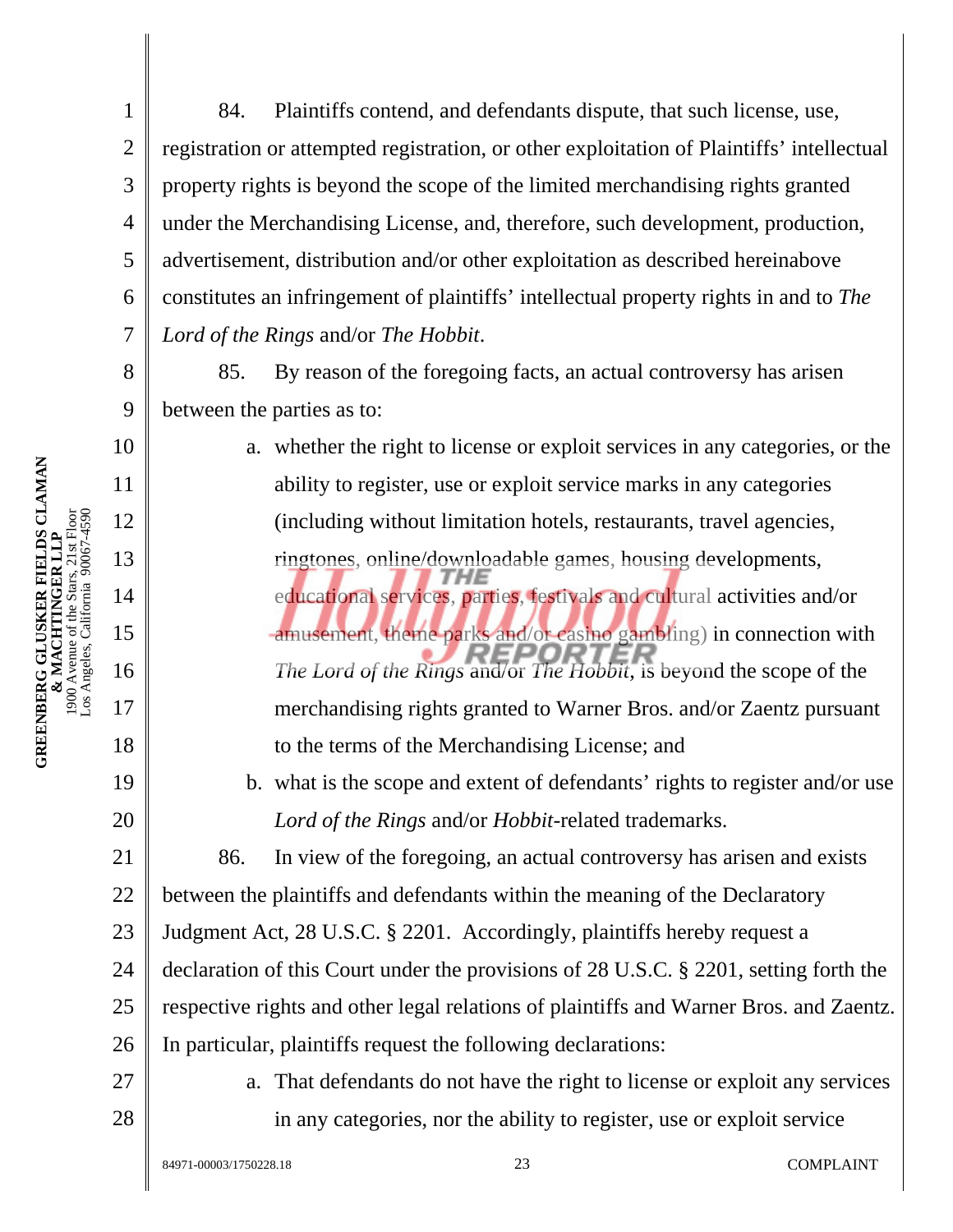84. Plaintiffs contend, and defendants dispute, that such license, use, registration or attempted registration, or other exploitation of Plaintiffs' intellectual property rights is beyond the scope of the limited merchandising rights granted under the Merchandising License, and, therefore, such development, production, advertisement, distribution and/or other exploitation as described hereinabove constitutes an infringement of plaintiffs' intellectual property rights in and to *The Lord of the Rings* and/or *The Hobbit*.

85. By reason of the foregoing facts, an actual controversy has arisen between the parties as to:

a. whether the right to license or exploit services in any categories, or the ability to register, use or exploit service marks in any categories (including without limitation hotels, restaurants, travel agencies, ringtones, online/downloadable games, housing developments, educational services, parties, festivals and cultural activities and/or amusement, theme parks and/or casino gambling) in connection with *The Lord of the Rings* and/or *The Hobbit*, is beyond the scope of the merchandising rights granted to Warner Bros. and/or Zaentz pursuant to the terms of the Merchandising License; and

b. what is the scope and extent of defendants' rights to register and/or use *Lord of the Rings* and/or *Hobbit*-related trademarks.

86. In view of the foregoing, an actual controversy has arisen and exists between the plaintiffs and defendants within the meaning of the Declaratory Judgment Act, 28 U.S.C. § 2201. Accordingly, plaintiffs hereby request a declaration of this Court under the provisions of 28 U.S.C. § 2201, setting forth the respective rights and other legal relations of plaintiffs and Warner Bros. and Zaentz. In particular, plaintiffs request the following declarations:

a. That defendants do not have the right to license or exploit any services in any categories, nor the ability to register, use or exploit service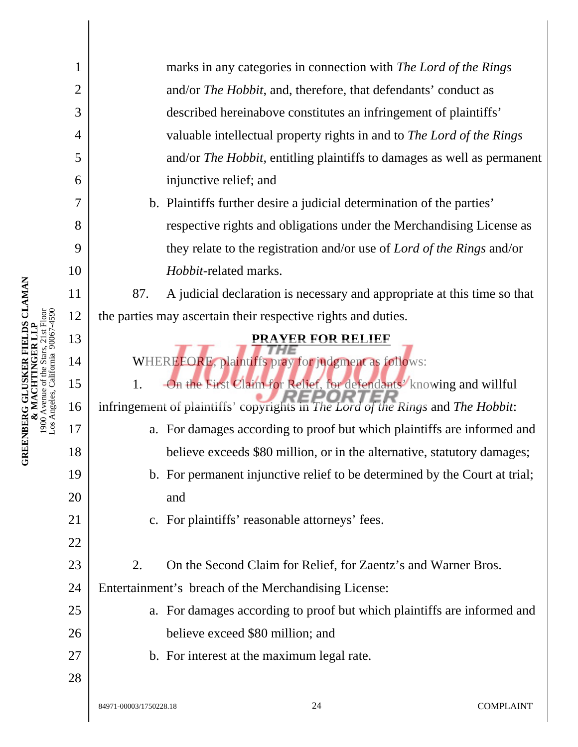marks in any categories in connection with *The Lord of the Rings* and/or *The Hobbit*, and, therefore, that defendants' conduct as described hereinabove constitutes an infringement of plaintiffs' valuable intellectual property rights in and to *The Lord of the Rings* and/or *The Hobbit*, entitling plaintiffs to damages as well as permanent injunctive relief; and

b. Plaintiffs further desire a judicial determination of the parties' respective rights and obligations under the Merchandising License as they relate to the registration and/or use of *Lord of the Rings* and/or *Hobbit*-related marks.

87. A judicial declaration is necessary and appropriate at this time so that the parties may ascertain their respective rights and duties.

## PRAYER FOR RELIEF

WHEREFORE, plaintiffs pray for judgment as follows:

1. On the First Claim for Relief, for defendants' knowing and willful infringement of plaintiffs' copyrights in *The Lord of the Rings* and *The Hobbit*:

a. For damages according to proof but which plaintiffs are informed and believe exceeds $80 million, or in the alternative, statutory damages;

b. For permanent injunctive relief to be determined by the Court at trial; and

c. For plaintiffs' reasonable attorneys' fees.

2. On the Second Claim for Relief, for Zaentz's and Warner Bros. Entertainment's breach of the Merchandising License:

a. For damages according to proof but which plaintiffs are informed and believe exceed $80 million; and

b. For interest at the maximum legal rate.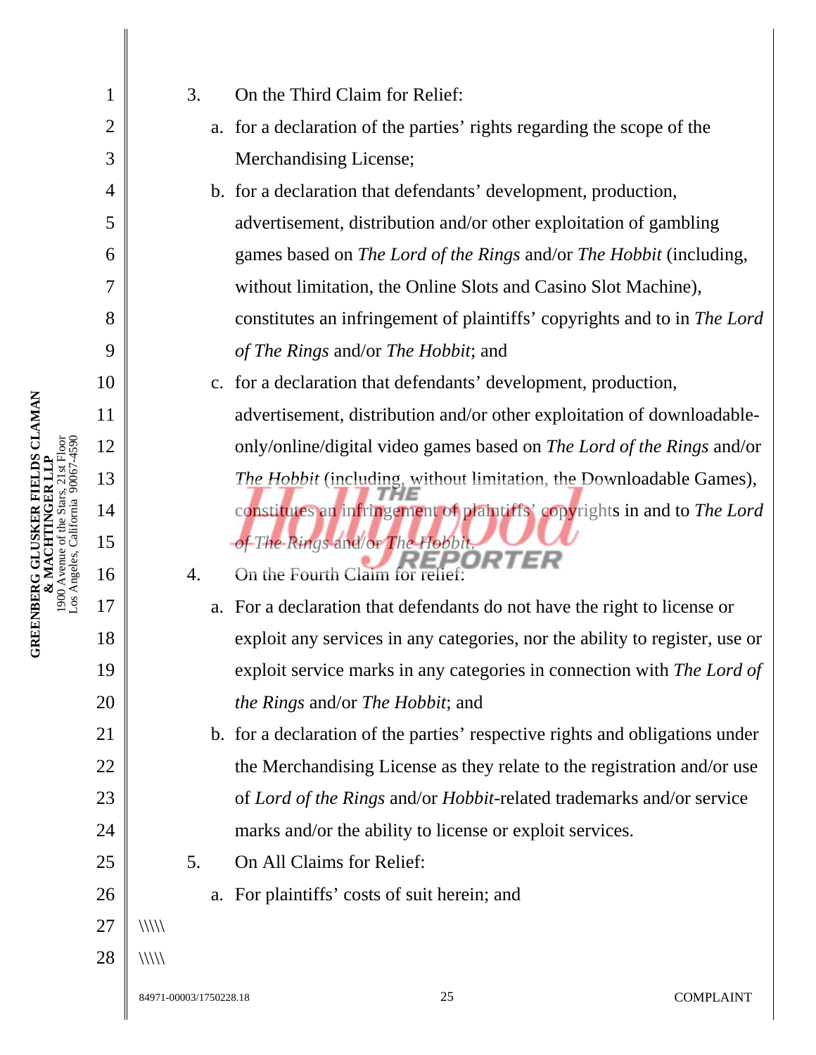3. On the Third Claim for Relief:

   a. for a declaration of the parties' rights regarding the scope of the Merchandising License;

   b. for a declaration that defendants' development, production, advertisement, distribution and/or other exploitation of gambling games based on *The Lord of the Rings* and/or *The Hobbit* (including, without limitation, the Online Slots and Casino Slot Machine), constitutes an infringement of plaintiffs' copyrights and to in *The Lord of The Rings* and/or *The Hobbit*; and

   c. for a declaration that defendants' development, production, advertisement, distribution and/or other exploitation of downloadable-only/online/digital video games based on *The Lord of the Rings* and/or *The Hobbit* (including, without limitation, the Downloadable Games), constitutes an infringement of plaintiffs' copyrights in and to *The Lord of The Rings* and/or *The Hobbit*.

4. On the Fourth Claim for relief:

   a. For a declaration that defendants do not have the right to license or exploit any services in any categories, nor the ability to register, use or exploit service marks in any categories in connection with *The Lord of the Rings* and/or *The Hobbit*; and

   b. for a declaration of the parties' respective rights and obligations under the Merchandising License as they relate to the registration and/or use of *Lord of the Rings* and/or *Hobbit*-related trademarks and/or service marks and/or the ability to license or exploit services.

5. On All Claims for Relief:

   a. For plaintiffs' costs of suit herein; and

\\\\\

\\\\\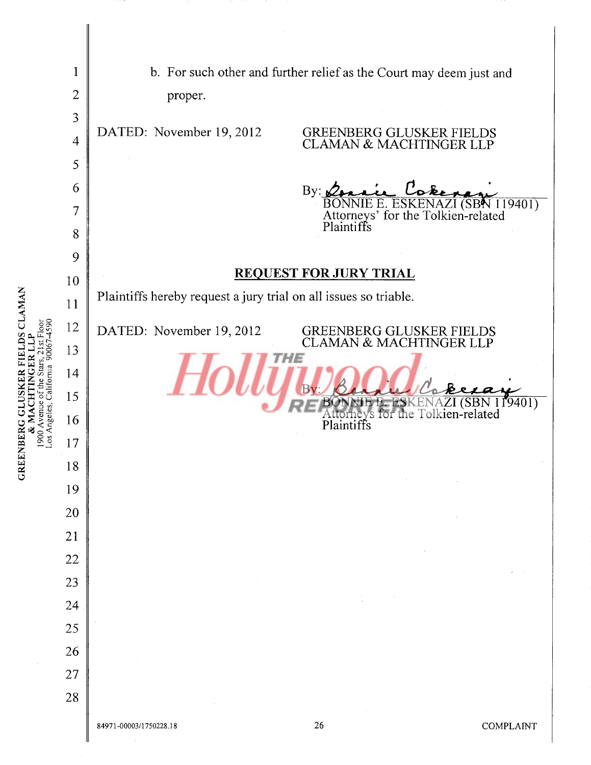b. For such other and further relief as the Court may deem just and proper.

DATED: November 19, 2012

GREENBERG GLUSKER FIELDS CLAMAN & MACHTINGER LLP

By: 
BONNIE E. ESKENAZI (SBN 119401)
Attorneys' for the Tolkien-related Plaintiffs

**REQUEST FOR JURY TRIAL**

Plaintiffs hereby request a jury trial on all issues so triable.

DATED: November 19, 2012

GREENBERG GLUSKER FIELDS CLAMAN & MACHTINGER LLP

By: 
BONNIE E. ESKENAZI (SBN 119401)
Attorneys for the Tolkien-related Plaintiffs